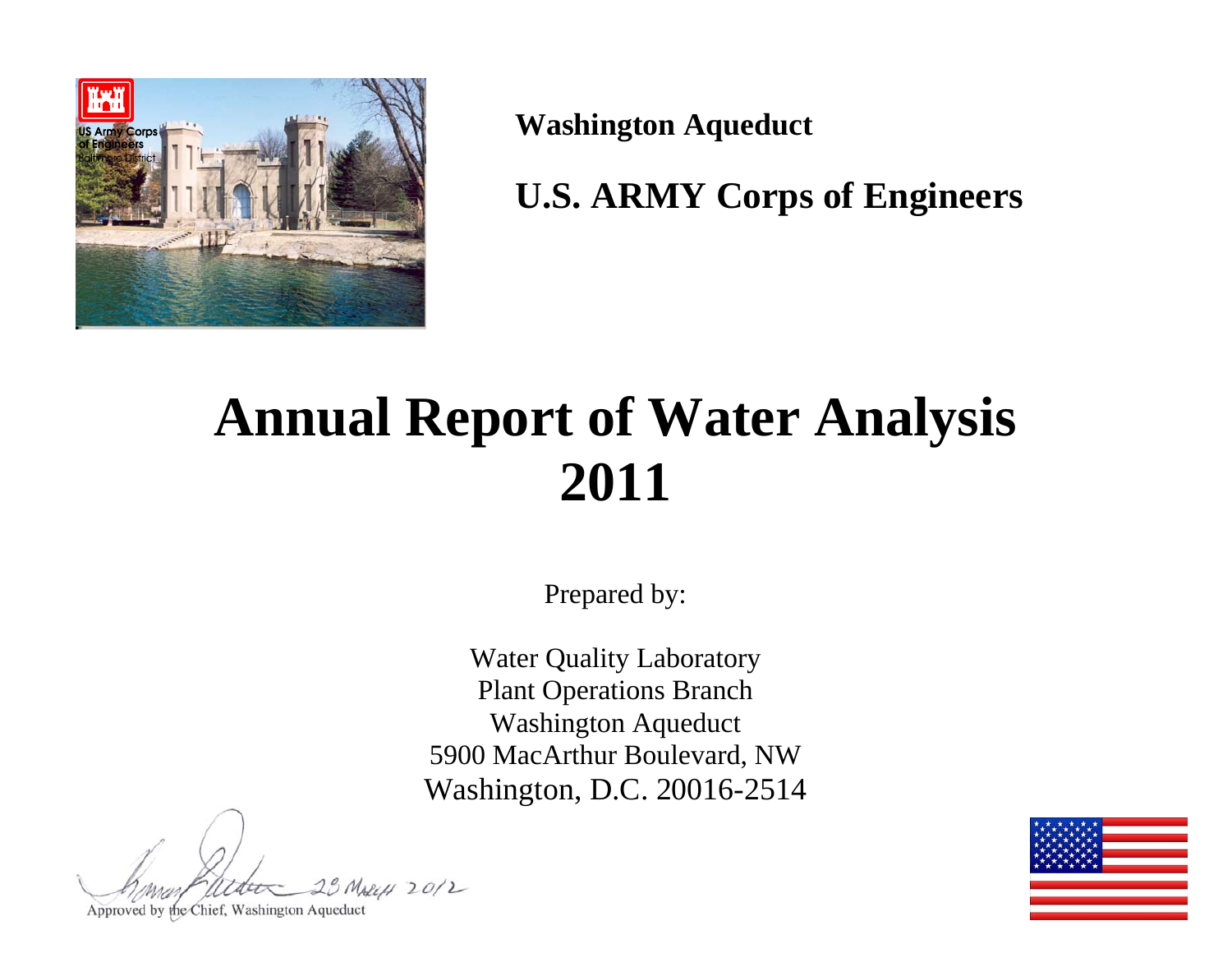**Washington Aqueduct**

**U.S. ARMY Corps of Engineers**

# Annual Report of Water Analysis 2011

Prepared by:

Water Quality Laboratory
Plant Operations Branch
Washington Aqueduct
5900 MacArthur Boulevard, NW
Washington, D.C. 20016-2514

23 March 2012

Approved by the Chief, Washington Aqueduct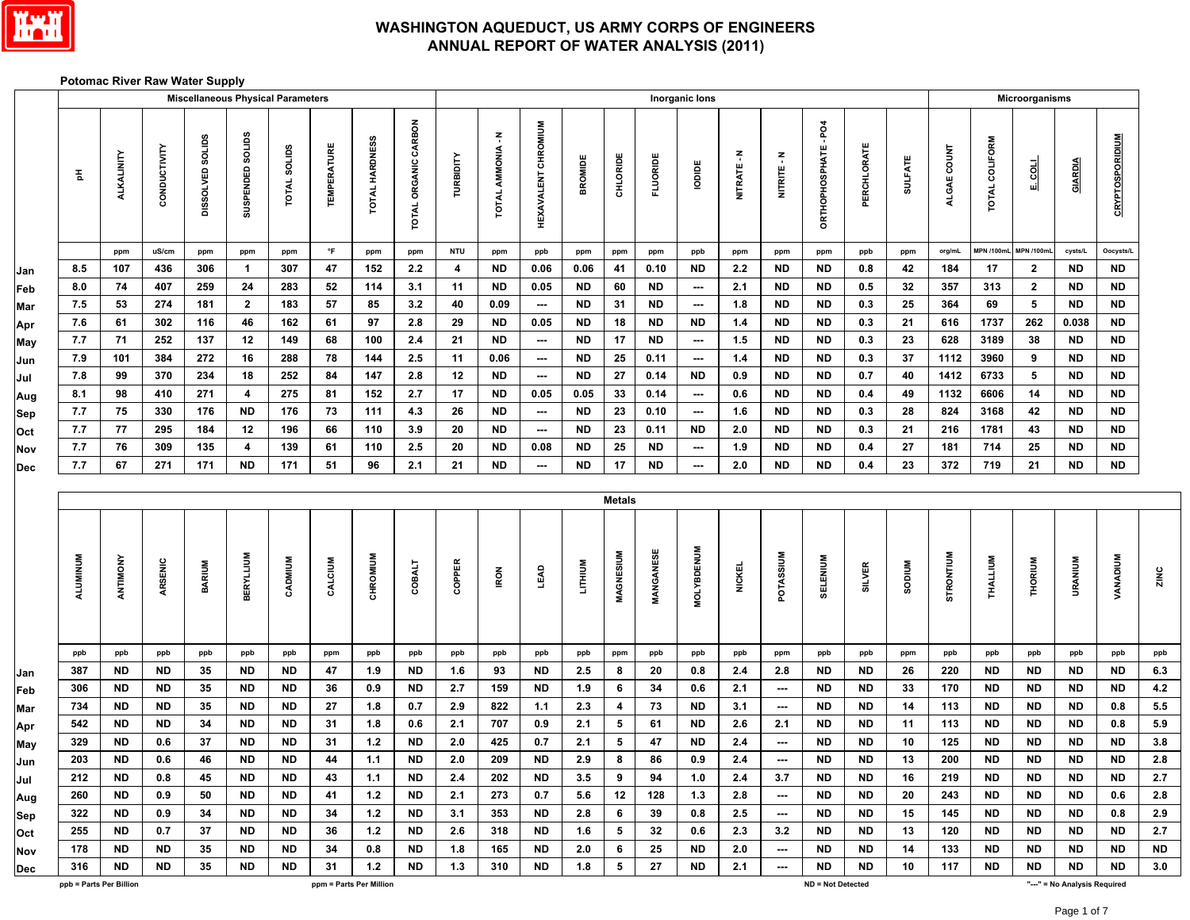# WASHINGTON AQUEDUCT, US ARMY CORPS OF ENGINEERS
# ANNUAL REPORT OF WATER ANALYSIS (2011)

## Potomac River Raw Water Supply

| | Miscellaneous Physical Parameters | | | | | | | | | Inorganic Ions | | | | | | | | | | | | Microorganisms | | | | |
|---|---|---|---|---|---|---|---|---|---|---|---|---|---|---|---|---|---|---|---|---|---|---|---|---|---|---|
| | pH | ALKALINITY | CONDUCTIVITY | DISSOLVED SOLIDS | SUSPENDED SOLIDS | TOTAL SOLIDS | TEMPERATURE | TOTAL HARDNESS | TOTAL ORGANIC CARBON | TURBIDITY | TOTAL AMMONIA - N | HEXAVALENT CHROMIUM | BROMIDE | CHLORIDE | FLUORIDE | IODIDE | NITRATE - N | NITRITE - N | ORTHOPHOSPHATE - PO4 | PERCHLORATE | SULFATE | ALGAE COUNT | TOTAL COLIFORM | E. COLI | GIARDIA | CRYPTOSPORIDIUM |
| | | ppm | uS/cm | ppm | ppm | ppm | °F | ppm | ppm | NTU | ppm | ppb | ppm | ppm | ppm | ppb | ppm | ppm | ppm | ppb | ppm | org/mL | MPN /100mL | MPN /100mL | cysts/L | Oocysts/L |
| Jan | 8.5 | 107 | 436 | 306 | 1 | 307 | 47 | 152 | 2.2 | 4 | ND | 0.06 | 0.06 | 41 | 0.10 | ND | 2.2 | ND | ND | 0.8 | 42 | 184 | 17 | 2 | ND | ND |
| Feb | 8.0 | 74 | 407 | 259 | 24 | 283 | 52 | 114 | 3.1 | 11 | ND | 0.05 | ND | 60 | ND | --- | 2.1 | ND | ND | 0.5 | 32 | 357 | 313 | 2 | ND | ND |
| Mar | 7.5 | 53 | 274 | 181 | 2 | 183 | 57 | 85 | 3.2 | 40 | 0.09 | --- | ND | 31 | ND | --- | 1.8 | ND | ND | 0.3 | 25 | 364 | 69 | 5 | ND | ND |
| Apr | 7.6 | 61 | 302 | 116 | 46 | 162 | 61 | 97 | 2.8 | 29 | ND | 0.05 | ND | 18 | ND | ND | 1.4 | ND | ND | 0.3 | 21 | 616 | 1737 | 262 | 0.038 | ND |
| May | 7.7 | 71 | 252 | 137 | 12 | 149 | 68 | 100 | 2.4 | 21 | ND | --- | ND | 17 | ND | --- | 1.5 | ND | ND | 0.3 | 23 | 628 | 3189 | 38 | ND | ND |
| Jun | 7.9 | 101 | 384 | 272 | 16 | 288 | 78 | 144 | 2.5 | 11 | 0.06 | --- | ND | 25 | 0.11 | --- | 1.4 | ND | ND | 0.3 | 37 | 1112 | 3960 | 9 | ND | ND |
| Jul | 7.8 | 99 | 370 | 234 | 18 | 252 | 84 | 147 | 2.8 | 12 | ND | --- | ND | 27 | 0.14 | ND | 0.9 | ND | ND | 0.7 | 40 | 1412 | 6733 | 5 | ND | ND |
| Aug | 8.1 | 98 | 410 | 271 | 4 | 275 | 81 | 152 | 2.7 | 17 | ND | 0.05 | 0.05 | 33 | 0.14 | --- | 0.6 | ND | ND | 0.4 | 49 | 1132 | 6606 | 14 | ND | ND |
| Sep | 7.7 | 75 | 330 | 176 | ND | 176 | 73 | 111 | 4.3 | 26 | ND | --- | ND | 23 | 0.10 | --- | 1.6 | ND | ND | 0.3 | 28 | 824 | 3168 | 42 | ND | ND |
| Oct | 7.7 | 77 | 295 | 184 | 12 | 196 | 66 | 110 | 3.9 | 20 | ND | --- | ND | 23 | 0.11 | ND | 2.0 | ND | ND | 0.3 | 21 | 216 | 1781 | 43 | ND | ND |
| Nov | 7.7 | 76 | 309 | 135 | 4 | 139 | 61 | 110 | 2.5 | 20 | ND | 0.08 | ND | 25 | ND | --- | 1.9 | ND | ND | 0.4 | 27 | 181 | 714 | 25 | ND | ND |
| Dec | 7.7 | 67 | 271 | 171 | ND | 171 | 51 | 96 | 2.1 | 21 | ND | --- | ND | 17 | ND | --- | 2.0 | ND | ND | 0.4 | 23 | 372 | 719 | 21 | ND | ND |

| | Metals | | | | | | | | | | | | | | | | | | | | | | | | | |
|---|---|---|---|---|---|---|---|---|---|---|---|---|---|---|---|---|---|---|---|---|---|---|---|---|---|---|
| | ALUMINUM | ANTIMONY | ARSENIC | BARIUM | BERYLLIUM | CADMIUM | CALCIUM | CHROMIUM | COBALT | COPPER | IRON | LEAD | LITHIUM | MAGNESIUM | MANGANESE | MOLYBDENUM | NICKEL | POTASSIUM | SELENIUM | SILVER | SODIUM | STRONTIUM | THALLIUM | THORIUM | URANIUM | VANADIUM | ZINC |
| | ppb | ppb | ppb | ppb | ppb | ppb | ppm | ppb | ppb | ppb | ppb | ppb | ppb | ppm | ppb | ppb | ppb | ppm | ppb | ppb | ppm | ppb | ppb | ppb | ppb | ppb | ppb |
| Jan | 387 | ND | ND | 35 | ND | ND | 47 | 1.9 | ND | 1.6 | 93 | ND | 2.5 | 8 | 20 | 0.8 | 2.4 | 2.8 | ND | ND | 26 | 220 | ND | ND | ND | ND | 6.3 |
| Feb | 306 | ND | ND | 35 | ND | ND | 36 | 0.9 | ND | 2.7 | 159 | ND | 1.9 | 6 | 34 | 0.6 | 2.1 | --- | ND | ND | 33 | 170 | ND | ND | ND | ND | 4.2 |
| Mar | 734 | ND | ND | 35 | ND | ND | 27 | 1.8 | 0.7 | 2.9 | 822 | 1.1 | 2.3 | 4 | 73 | ND | 3.1 | --- | ND | ND | 14 | 113 | ND | ND | ND | 0.8 | 5.5 |
| Apr | 542 | ND | ND | 34 | ND | ND | 31 | 1.8 | 0.6 | 2.1 | 707 | 0.9 | 2.1 | 5 | 61 | ND | 2.6 | 2.1 | ND | ND | 11 | 113 | ND | ND | ND | 0.8 | 5.9 |
| May | 329 | ND | 0.6 | 37 | ND | ND | 31 | 1.2 | ND | 2.0 | 425 | 0.7 | 2.1 | 5 | 47 | ND | 2.4 | --- | ND | ND | 10 | 125 | ND | ND | ND | ND | 3.8 |
| Jun | 203 | ND | 0.6 | 46 | ND | ND | 44 | 1.1 | ND | 2.0 | 209 | ND | 2.9 | 8 | 86 | 0.9 | 2.4 | --- | ND | ND | 13 | 200 | ND | ND | ND | ND | 2.8 |
| Jul | 212 | ND | 0.8 | 45 | ND | ND | 43 | 1.1 | ND | 2.4 | 202 | ND | 3.5 | 9 | 94 | 1.0 | 2.4 | 3.7 | ND | ND | 16 | 219 | ND | ND | ND | ND | 2.7 |
| Aug | 260 | ND | 0.9 | 50 | ND | ND | 41 | 1.2 | ND | 2.1 | 273 | 0.7 | 5.6 | 12 | 128 | 1.3 | 2.8 | --- | ND | ND | 20 | 243 | ND | ND | ND | 0.6 | 2.8 |
| Sep | 322 | ND | 0.9 | 34 | ND | ND | 34 | 1.2 | ND | 3.1 | 353 | ND | 2.8 | 6 | 39 | 0.8 | 2.5 | --- | ND | ND | 15 | 145 | ND | ND | ND | 0.8 | 2.9 |
| Oct | 255 | ND | 0.7 | 37 | ND | ND | 36 | 1.2 | ND | 2.6 | 318 | ND | 1.6 | 5 | 32 | 0.6 | 2.3 | 3.2 | ND | ND | 13 | 120 | ND | ND | ND | ND | 2.7 |
| Nov | 178 | ND | ND | 35 | ND | ND | 34 | 0.8 | ND | 1.8 | 165 | ND | 2.0 | 6 | 25 | ND | 2.0 | --- | ND | ND | 14 | 133 | ND | ND | ND | ND | ND |
| Dec | 316 | ND | ND | 35 | ND | ND | 31 | 1.2 | ND | 1.3 | 310 | ND | 1.8 | 5 | 27 | ND | 2.1 | --- | ND | ND | 10 | 117 | ND | ND | ND | ND | 3.0 |

ppb = Parts Per Billion — ppm = Parts Per Million — ND = Not Detected — "---" = No Analysis Required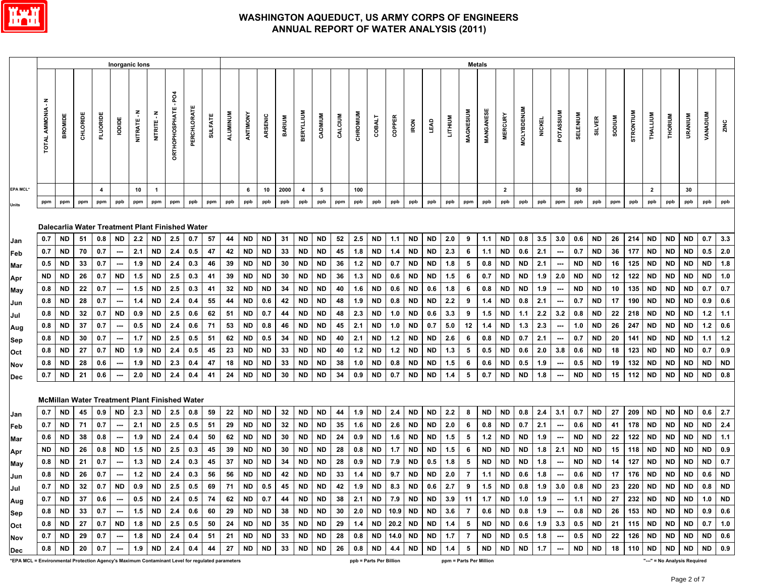# WASHINGTON AQUEDUCT, US ARMY CORPS OF ENGINEERS
## ANNUAL REPORT OF WATER ANALYSIS (2011)

| | Inorganic Ions | | | | | | | | | | Metals | | | | | | | | | | | | | | | | | | | | | | | | | | | |
|---|---|---|---|---|---|---|---|---|---|---|---|---|---|---|---|---|---|---|---|---|---|---|---|---|---|---|---|---|---|---|---|---|---|---|---|---|---|---|
| | TOTAL AMMONIA - N | BROMIDE | CHLORIDE | FLUORIDE | IODIDE | NITRATE - N | NITRITE - N | ORTHOPHOSPHATE - PO4 | PERCHLORATE | SULFATE | ALUMINUM | ANTIMONY | ARSENIC | BARIUM | BERYLLIUM | CADMIUM | CALCIUM | CHROMIUM | COBALT | COPPER | IRON | LEAD | LITHIUM | MAGNESIUM | MANGANESE | MERCURY | MOLYBDENUM | NICKEL | POTASSIUM | SELENIUM | SILVER | SODIUM | STRONTIUM | THALLIUM | THORIUM | URANIUM | VANADIUM | ZINC |
| EPA MCL* | | | | 4 | | 10 | 1 | | | | | 6 | 10 | 2000 | 4 | 5 | | 100 | | | | | | | | 2 | | | | 50 | | | | 2 | | 30 | | |
| Units | ppm | ppm | ppm | ppm | ppb | ppm | ppm | ppm | ppb | ppm | ppb | ppb | ppb | ppb | ppb | ppb | ppm | ppb | ppb | ppb | ppb | ppb | ppb | ppm | ppb | ppb | ppb | ppb | ppm | ppb | ppb | ppm | ppb | ppb | ppb | ppb | ppb | ppb |
| **Dalecarlia Water Treatment Plant Finished Water** | | | | | | | | | | | | | | | | | | | | | | | | | | | | | | | | | | | | | | |
| Jan | 0.7 | ND | 51 | 0.8 | ND | 2.2 | ND | 2.5 | 0.7 | 57 | 44 | ND | ND | 31 | ND | ND | 52 | 2.5 | ND | 1.1 | ND | ND | 2.0 | 9 | 1.1 | ND | 0.8 | 3.5 | 3.0 | 0.6 | ND | 26 | 214 | ND | ND | ND | 0.7 | 3.3 |
| Feb | 0.7 | ND | 70 | 0.7 | --- | 2.1 | ND | 2.4 | 0.5 | 47 | 42 | ND | ND | 33 | ND | ND | 45 | 1.8 | ND | 1.4 | ND | ND | 2.3 | 6 | 1.1 | ND | 0.6 | 2.1 | --- | 0.7 | ND | 36 | 177 | ND | ND | ND | 0.5 | 2.0 |
| Mar | 0.5 | ND | 33 | 0.7 | --- | 1.9 | ND | 2.4 | 0.3 | 46 | 39 | ND | ND | 30 | ND | ND | 36 | 1.2 | ND | 0.7 | ND | ND | 1.8 | 5 | 0.8 | ND | ND | 2.1 | --- | ND | ND | 16 | 125 | ND | ND | ND | ND | 1.8 |
| Apr | ND | ND | 26 | 0.7 | ND | 1.5 | ND | 2.5 | 0.3 | 41 | 39 | ND | ND | 30 | ND | ND | 36 | 1.3 | ND | 0.6 | ND | ND | 1.5 | 6 | 0.7 | ND | ND | 1.9 | 2.0 | ND | ND | 12 | 122 | ND | ND | ND | ND | 1.0 |
| May | 0.8 | ND | 22 | 0.7 | --- | 1.5 | ND | 2.5 | 0.3 | 41 | 32 | ND | ND | 34 | ND | ND | 40 | 1.6 | ND | 0.6 | ND | 0.6 | 1.8 | 6 | 0.8 | ND | ND | 1.9 | --- | ND | ND | 10 | 135 | ND | ND | ND | 0.7 | 0.7 |
| Jun | 0.8 | ND | 28 | 0.7 | --- | 1.4 | ND | 2.4 | 0.4 | 55 | 44 | ND | 0.6 | 42 | ND | ND | 48 | 1.9 | ND | 0.8 | ND | ND | 2.2 | 9 | 1.4 | ND | 0.8 | 2.1 | --- | 0.7 | ND | 17 | 190 | ND | ND | ND | 0.9 | 0.6 |
| Jul | 0.8 | ND | 32 | 0.7 | ND | 0.9 | ND | 2.5 | 0.6 | 62 | 51 | ND | 0.7 | 44 | ND | ND | 48 | 2.3 | ND | 1.0 | ND | 0.6 | 3.3 | 9 | 1.5 | ND | 1.1 | 2.2 | 3.2 | 0.8 | ND | 22 | 218 | ND | ND | ND | 1.2 | 1.1 |
| Aug | 0.8 | ND | 37 | 0.7 | --- | 0.5 | ND | 2.4 | 0.6 | 71 | 53 | ND | 0.8 | 46 | ND | ND | 45 | 2.1 | ND | 1.0 | ND | 0.7 | 5.0 | 12 | 1.4 | ND | 1.3 | 2.3 | --- | 1.0 | ND | 26 | 247 | ND | ND | ND | 1.2 | 0.6 |
| Sep | 0.8 | ND | 30 | 0.7 | --- | 1.7 | ND | 2.5 | 0.5 | 51 | 62 | ND | 0.5 | 34 | ND | ND | 40 | 2.1 | ND | 1.2 | ND | ND | 2.6 | 6 | 0.8 | ND | 0.7 | 2.1 | --- | 0.7 | ND | 20 | 141 | ND | ND | ND | 1.1 | 1.2 |
| Oct | 0.8 | ND | 27 | 0.7 | ND | 1.9 | ND | 2.4 | 0.5 | 45 | 23 | ND | ND | 33 | ND | ND | 40 | 1.2 | ND | 1.2 | ND | ND | 1.3 | 5 | 0.5 | ND | 0.6 | 2.0 | 3.8 | 0.6 | ND | 18 | 123 | ND | ND | ND | 0.7 | 0.9 |
| Nov | 0.8 | ND | 28 | 0.6 | --- | 1.9 | ND | 2.3 | 0.4 | 47 | 18 | ND | ND | 33 | ND | ND | 38 | 1.0 | ND | 0.8 | ND | ND | 1.5 | 6 | 0.6 | ND | 0.5 | 1.9 | --- | 0.5 | ND | 19 | 132 | ND | ND | ND | ND | ND |
| Dec | 0.7 | ND | 21 | 0.6 | --- | 2.0 | ND | 2.4 | 0.4 | 41 | 24 | ND | ND | 30 | ND | ND | 34 | 0.9 | ND | 0.7 | ND | ND | 1.4 | 5 | 0.7 | ND | ND | 1.8 | --- | ND | ND | 15 | 112 | ND | ND | ND | ND | 0.8 |
| **McMillan Water Treatment Plant Finished Water** | | | | | | | | | | | | | | | | | | | | | | | | | | | | | | | | | | | | | | |
| Jan | 0.7 | ND | 45 | 0.9 | ND | 2.3 | ND | 2.5 | 0.8 | 59 | 22 | ND | ND | 32 | ND | ND | 44 | 1.9 | ND | 2.4 | ND | ND | 2.2 | 8 | ND | ND | 0.8 | 2.4 | 3.1 | 0.7 | ND | 27 | 209 | ND | ND | ND | 0.6 | 2.7 |
| Feb | 0.7 | ND | 71 | 0.7 | --- | 2.1 | ND | 2.5 | 0.5 | 51 | 29 | ND | ND | 32 | ND | ND | 35 | 1.6 | ND | 2.6 | ND | ND | 2.0 | 6 | 0.8 | ND | 0.7 | 2.1 | --- | 0.6 | ND | 41 | 178 | ND | ND | ND | ND | 2.4 |
| Mar | 0.6 | ND | 38 | 0.8 | --- | 1.9 | ND | 2.4 | 0.4 | 50 | 62 | ND | ND | 30 | ND | ND | 24 | 0.9 | ND | 1.6 | ND | ND | 1.5 | 5 | 1.2 | ND | ND | 1.9 | --- | ND | ND | 22 | 122 | ND | ND | ND | ND | 1.1 |
| Apr | ND | ND | 26 | 0.8 | ND | 1.5 | ND | 2.5 | 0.3 | 45 | 39 | ND | ND | 30 | ND | ND | 28 | 0.8 | ND | 1.7 | ND | ND | 1.5 | 6 | ND | ND | ND | 1.8 | 2.1 | ND | ND | 15 | 118 | ND | ND | ND | ND | 0.9 |
| May | 0.8 | ND | 21 | 0.7 | --- | 1.3 | ND | 2.4 | 0.3 | 45 | 37 | ND | ND | 34 | ND | ND | 28 | 0.9 | ND | 7.9 | ND | 0.5 | 1.8 | 5 | ND | ND | ND | 1.8 | --- | ND | ND | 14 | 127 | ND | ND | ND | ND | 0.7 |
| Jun | 0.8 | ND | 26 | 0.7 | --- | 1.2 | ND | 2.4 | 0.3 | 56 | 56 | ND | ND | 42 | ND | ND | 33 | 1.4 | ND | 9.7 | ND | ND | 2.0 | 7 | 1.1 | ND | 0.6 | 1.8 | --- | 0.6 | ND | 17 | 176 | ND | ND | ND | 0.6 | ND |
| Jul | 0.7 | ND | 32 | 0.7 | ND | 0.9 | ND | 2.5 | 0.5 | 69 | 71 | ND | 0.5 | 45 | ND | ND | 42 | 1.9 | ND | 8.3 | ND | 0.6 | 2.7 | 9 | 1.5 | ND | 0.8 | 1.9 | 3.0 | 0.8 | ND | 23 | 220 | ND | ND | ND | 0.8 | ND |
| Aug | 0.7 | ND | 37 | 0.6 | --- | 0.5 | ND | 2.4 | 0.5 | 74 | 62 | ND | 0.7 | 44 | ND | ND | 38 | 2.1 | ND | 7.9 | ND | ND | 3.9 | 11 | 1.7 | ND | 1.0 | 1.9 | --- | 1.1 | ND | 27 | 232 | ND | ND | ND | 1.0 | ND |
| Sep | 0.8 | ND | 33 | 0.7 | --- | 1.5 | ND | 2.4 | 0.6 | 60 | 29 | ND | ND | 38 | ND | ND | 30 | 2.0 | ND | 10.9 | ND | ND | 3.6 | 7 | 0.6 | ND | 0.8 | 1.9 | --- | 0.8 | ND | 26 | 153 | ND | ND | ND | 0.9 | 0.6 |
| Oct | 0.8 | ND | 27 | 0.7 | ND | 1.8 | ND | 2.5 | 0.5 | 50 | 24 | ND | ND | 35 | ND | ND | 29 | 1.4 | ND | 20.2 | ND | ND | 1.4 | 5 | ND | ND | 0.6 | 1.9 | 3.3 | 0.5 | ND | 21 | 115 | ND | ND | ND | 0.7 | 1.0 |
| Nov | 0.7 | ND | 29 | 0.7 | --- | 1.8 | ND | 2.4 | 0.4 | 51 | 21 | ND | ND | 33 | ND | ND | 28 | 0.8 | ND | 14.0 | ND | ND | 1.7 | 7 | ND | ND | 0.5 | 1.8 | --- | 0.5 | ND | 22 | 126 | ND | ND | ND | ND | 0.6 |
| Dec | 0.8 | ND | 20 | 0.7 | --- | 1.9 | ND | 2.4 | 0.4 | 44 | 27 | ND | ND | 33 | ND | ND | 26 | 0.8 | ND | 4.4 | ND | ND | 1.4 | 5 | ND | ND | ND | 1.7 | --- | ND | ND | 18 | 110 | ND | ND | ND | ND | 0.9 |

*EPA MCL = Environmental Protection Agency's Maximum Contaminant Level for regulated parameters

ppb = Parts Per Billion

ppm = Parts Per Million

"---" = No Analysis Required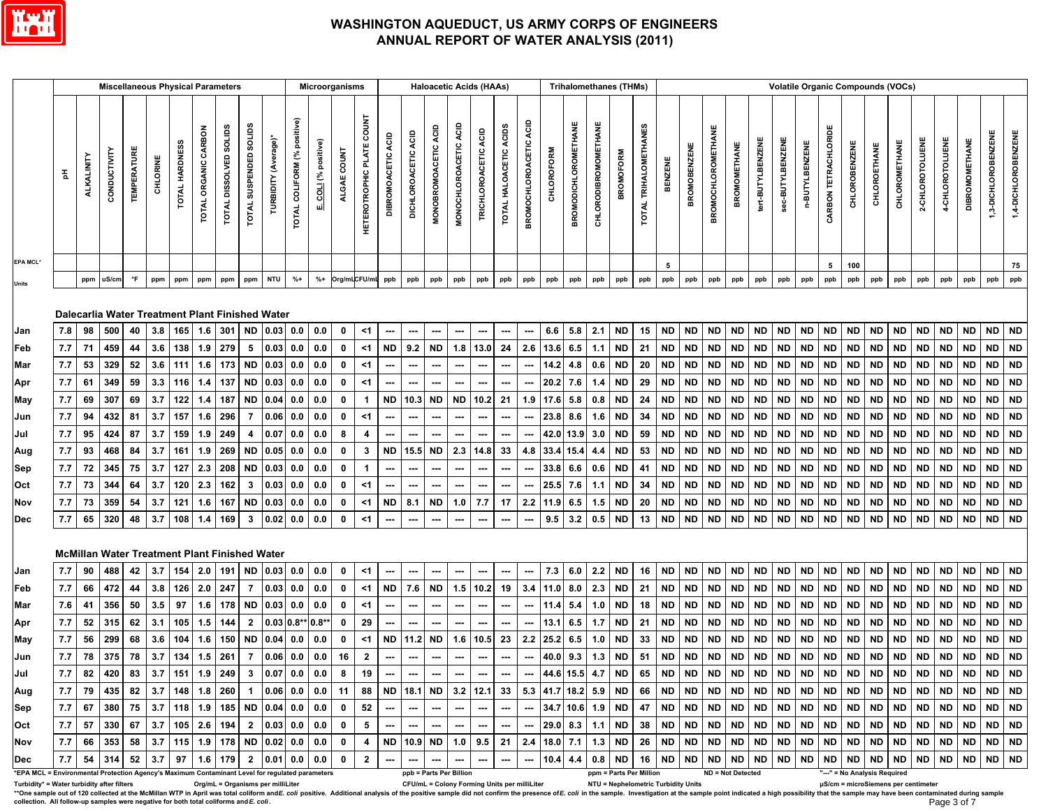# WASHINGTON AQUEDUCT, US ARMY CORPS OF ENGINEERS
## ANNUAL REPORT OF WATER ANALYSIS (2011)

| | Miscellaneous Physical Parameters | | | | | | | | | | Microorganisms | | | | Haloacetic Acids (HAAs) | | | | | | | Trihalomethanes (THMs) | | | | | Volatile Organic Compounds (VOCs) | | | | | | | | | | | | | | | | |
|---|---|---|---|---|---|---|---|---|---|---|---|---|---|---|---|---|---|---|---|---|---|---|---|---|---|---|---|---|---|---|---|---|---|---|---|---|---|---|---|---|---|---|---|
| | pH | ALKALINITY | CONDUCTIVITY | TEMPERATURE | CHLORINE | TOTAL HARDNESS | TOTAL ORGANIC CARBON | TOTAL DISSOLVED SOLIDS | TOTAL SUSPENDED SOLIDS | TURBIDITY (Average)* | TOTAL COLIFORM (% positive) | E. COLI (% positive) | ALGAE COUNT | HETEROTROPHIC PLATE COUNT | DIBROMOACETIC ACID | DICHLOROACETIC ACID | MONOBROMOACETIC ACID | MONOCHLOROACETIC ACID | TRICHLOROACETIC ACID | TOTAL HALOACETIC ACIDS | BROMOCHLOROACETIC ACID | CHLOROFORM | BROMODICHLOROMETHANE | CHLORODIBROMOMETHANE | BROMOFORM | TOTAL TRIHALOMETHANES | BENZENE | BROMOBENZENE | BROMOCHLOROMETHANE | BROMOMETHANE | tert-BUTYLBENZENE | sec-BUTYLBENZENE | n-BUTYLBENZENE | CARBON TETRACHLORIDE | CHLOROBENZENE | CHLOROETHANE | CHLOROMETHANE | 2-CHLOROTOLUENE | 4-CHLOROTOLUENE | DIBROMOMETHANE | 1,3-DICHLOROBENZENE | 1,4-DICHLOROBENZENE |
| EPA MCL* | | | | | | | | | | | | | | | | | | | | | | | | | | | 5 | | | | | | | 5 | 100 | | | | | | | 75 |
| Units | | ppm | uS/cm | °F | ppm | ppm | ppm | ppm | ppm | NTU | %+ | %+ | Org/mL | CFU/mL | ppb | ppb | ppb | ppb | ppb | ppb | ppb | ppb | ppb | ppb | ppb | ppb | ppb | ppb | ppb | ppb | ppb | ppb | ppb | ppb | ppb | ppb | ppb | ppb | ppb | ppb | ppb | ppb |
| **Dalecarlia Water Treatment Plant Finished Water** | | | | | | | | | | | | | | | | | | | | | | | | | | | | | | | | | | | | | | | | | | |
| Jan | 7.8 | 98 | 500 | 40 | 3.8 | 165 | 1.6 | 301 | ND | 0.03 | 0.0 | 0.0 | 0 | <1 | --- | --- | --- | --- | --- | --- | --- | 6.6 | 5.8 | 2.1 | ND | 15 | ND | ND | ND | ND | ND | ND | ND | ND | ND | ND | ND | ND | ND | ND | ND | ND |
| Feb | 7.7 | 71 | 459 | 44 | 3.6 | 138 | 1.9 | 279 | 5 | 0.03 | 0.0 | 0.0 | 0 | <1 | ND | 9.2 | ND | 1.8 | 13.0 | 24 | 2.6 | 13.6 | 6.5 | 1.1 | ND | 21 | ND | ND | ND | ND | ND | ND | ND | ND | ND | ND | ND | ND | ND | ND | ND | ND |
| Mar | 7.7 | 53 | 329 | 52 | 3.6 | 111 | 1.6 | 173 | ND | 0.03 | 0.0 | 0.0 | 0 | <1 | --- | --- | --- | --- | --- | --- | --- | 14.2 | 4.8 | 0.6 | ND | 20 | ND | ND | ND | ND | ND | ND | ND | ND | ND | ND | ND | ND | ND | ND | ND | ND |
| Apr | 7.7 | 61 | 349 | 59 | 3.3 | 116 | 1.4 | 137 | ND | 0.03 | 0.0 | 0.0 | 0 | <1 | --- | --- | --- | --- | --- | --- | --- | 20.2 | 7.6 | 1.4 | ND | 29 | ND | ND | ND | ND | ND | ND | ND | ND | ND | ND | ND | ND | ND | ND | ND | ND |
| May | 7.7 | 69 | 307 | 69 | 3.7 | 122 | 1.4 | 187 | ND | 0.04 | 0.0 | 0.0 | 0 | 1 | ND | 10.3 | ND | ND | 10.2 | 21 | 1.9 | 17.6 | 5.8 | 0.8 | ND | 24 | ND | ND | ND | ND | ND | ND | ND | ND | ND | ND | ND | ND | ND | ND | ND | ND |
| Jun | 7.7 | 94 | 432 | 81 | 3.7 | 157 | 1.6 | 296 | 7 | 0.06 | 0.0 | 0.0 | 0 | <1 | --- | --- | --- | --- | --- | --- | --- | 23.8 | 8.6 | 1.6 | ND | 34 | ND | ND | ND | ND | ND | ND | ND | ND | ND | ND | ND | ND | ND | ND | ND | ND |
| Jul | 7.7 | 95 | 424 | 87 | 3.7 | 159 | 1.9 | 249 | 4 | 0.07 | 0.0 | 0.0 | 8 | 4 | --- | --- | --- | --- | --- | --- | --- | 42.0 | 13.9 | 3.0 | ND | 59 | ND | ND | ND | ND | ND | ND | ND | ND | ND | ND | ND | ND | ND | ND | ND | ND |
| Aug | 7.7 | 93 | 468 | 84 | 3.7 | 161 | 1.9 | 269 | ND | 0.05 | 0.0 | 0.0 | 0 | 3 | ND | 15.5 | ND | 2.3 | 14.8 | 33 | 4.8 | 33.4 | 15.4 | 4.4 | ND | 53 | ND | ND | ND | ND | ND | ND | ND | ND | ND | ND | ND | ND | ND | ND | ND | ND |
| Sep | 7.7 | 72 | 345 | 75 | 3.7 | 127 | 2.3 | 208 | ND | 0.03 | 0.0 | 0.0 | 0 | 1 | --- | --- | --- | --- | --- | --- | --- | 33.8 | 6.6 | 0.6 | ND | 41 | ND | ND | ND | ND | ND | ND | ND | ND | ND | ND | ND | ND | ND | ND | ND | ND |
| Oct | 7.7 | 73 | 344 | 64 | 3.7 | 120 | 2.3 | 162 | 3 | 0.03 | 0.0 | 0.0 | 0 | <1 | --- | --- | --- | --- | --- | --- | --- | 25.5 | 7.6 | 1.1 | ND | 34 | ND | ND | ND | ND | ND | ND | ND | ND | ND | ND | ND | ND | ND | ND | ND | ND |
| Nov | 7.7 | 73 | 359 | 54 | 3.7 | 121 | 1.6 | 167 | ND | 0.03 | 0.0 | 0.0 | 0 | <1 | ND | 8.1 | ND | 1.0 | 7.7 | 17 | 2.2 | 11.9 | 6.5 | 1.5 | ND | 20 | ND | ND | ND | ND | ND | ND | ND | ND | ND | ND | ND | ND | ND | ND | ND | ND |
| Dec | 7.7 | 65 | 320 | 48 | 3.7 | 108 | 1.4 | 169 | 3 | 0.02 | 0.0 | 0.0 | 0 | <1 | --- | --- | --- | --- | --- | --- | --- | 9.5 | 3.2 | 0.5 | ND | 13 | ND | ND | ND | ND | ND | ND | ND | ND | ND | ND | ND | ND | ND | ND | ND | ND |
| **McMillan Water Treatment Plant Finished Water** | | | | | | | | | | | | | | | | | | | | | | | | | | | | | | | | | | | | | | | | | | |
| Jan | 7.7 | 90 | 488 | 42 | 3.7 | 154 | 2.0 | 191 | ND | 0.03 | 0.0 | 0.0 | 0 | <1 | --- | --- | --- | --- | --- | --- | --- | 7.3 | 6.0 | 2.2 | ND | 16 | ND | ND | ND | ND | ND | ND | ND | ND | ND | ND | ND | ND | ND | ND | ND | ND |
| Feb | 7.7 | 66 | 472 | 44 | 3.8 | 126 | 2.0 | 247 | 7 | 0.03 | 0.0 | 0.0 | 0 | <1 | ND | 7.6 | ND | 1.5 | 10.2 | 19 | 3.4 | 11.0 | 8.0 | 2.3 | ND | 21 | ND | ND | ND | ND | ND | ND | ND | ND | ND | ND | ND | ND | ND | ND | ND | ND |
| Mar | 7.6 | 41 | 356 | 50 | 3.5 | 97 | 1.6 | 178 | ND | 0.03 | 0.0 | 0.0 | 0 | <1 | --- | --- | --- | --- | --- | --- | --- | 11.4 | 5.4 | 1.0 | ND | 18 | ND | ND | ND | ND | ND | ND | ND | ND | ND | ND | ND | ND | ND | ND | ND | ND |
| Apr | 7.7 | 52 | 315 | 62 | 3.1 | 105 | 1.5 | 144 | 2 | 0.03 | 0.8** | 0.8** | 0 | 29 | --- | --- | --- | --- | --- | --- | --- | 13.1 | 6.5 | 1.7 | ND | 21 | ND | ND | ND | ND | ND | ND | ND | ND | ND | ND | ND | ND | ND | ND | ND | ND |
| May | 7.7 | 56 | 299 | 68 | 3.6 | 104 | 1.6 | 150 | ND | 0.04 | 0.0 | 0.0 | 0 | <1 | ND | 11.2 | ND | 1.6 | 10.5 | 23 | 2.2 | 25.2 | 6.5 | 1.0 | ND | 33 | ND | ND | ND | ND | ND | ND | ND | ND | ND | ND | ND | ND | ND | ND | ND | ND |
| Jun | 7.7 | 78 | 375 | 78 | 3.7 | 134 | 1.5 | 261 | 7 | 0.06 | 0.0 | 0.0 | 16 | 2 | --- | --- | --- | --- | --- | --- | --- | 40.0 | 9.3 | 1.3 | ND | 51 | ND | ND | ND | ND | ND | ND | ND | ND | ND | ND | ND | ND | ND | ND | ND | ND |
| Jul | 7.7 | 82 | 420 | 83 | 3.7 | 151 | 1.9 | 249 | 3 | 0.07 | 0.0 | 0.0 | 8 | 19 | --- | --- | --- | --- | --- | --- | --- | 44.6 | 15.5 | 4.7 | ND | 65 | ND | ND | ND | ND | ND | ND | ND | ND | ND | ND | ND | ND | ND | ND | ND | ND |
| Aug | 7.7 | 79 | 435 | 82 | 3.7 | 148 | 1.8 | 260 | 1 | 0.06 | 0.0 | 0.0 | 11 | 88 | ND | 18.1 | ND | 3.2 | 12.1 | 33 | 5.3 | 41.7 | 18.2 | 5.9 | ND | 66 | ND | ND | ND | ND | ND | ND | ND | ND | ND | ND | ND | ND | ND | ND | ND | ND |
| Sep | 7.7 | 67 | 380 | 75 | 3.7 | 118 | 1.9 | 185 | ND | 0.04 | 0.0 | 0.0 | 0 | 52 | --- | --- | --- | --- | --- | --- | --- | 34.7 | 10.6 | 1.9 | ND | 47 | ND | ND | ND | ND | ND | ND | ND | ND | ND | ND | ND | ND | ND | ND | ND | ND |
| Oct | 7.7 | 57 | 330 | 67 | 3.7 | 105 | 2.6 | 194 | 2 | 0.03 | 0.0 | 0.0 | 0 | 5 | --- | --- | --- | --- | --- | --- | --- | 29.0 | 8.3 | 1.1 | ND | 38 | ND | ND | ND | ND | ND | ND | ND | ND | ND | ND | ND | ND | ND | ND | ND | ND |
| Nov | 7.7 | 66 | 353 | 58 | 3.7 | 115 | 1.9 | 178 | ND | 0.02 | 0.0 | 0.0 | 0 | 4 | ND | 10.9 | ND | 1.0 | 9.5 | 21 | 2.4 | 18.0 | 7.1 | 1.3 | ND | 26 | ND | ND | ND | ND | ND | ND | ND | ND | ND | ND | ND | ND | ND | ND | ND | ND |
| Dec | 7.7 | 54 | 314 | 52 | 3.7 | 97 | 1.6 | 179 | 2 | 0.01 | 0.0 | 0.0 | 0 | 2 | --- | --- | --- | --- | --- | --- | --- | 10.4 | 4.4 | 0.8 | ND | 16 | ND | ND | ND | ND | ND | ND | ND | ND | ND | ND | ND | ND | ND | ND | ND | ND |

*EPA MCL = Environmental Protection Agency's Maximum Contaminant Level for regulated parameters  ppb = Parts Per Billion  ppm = Parts Per Million  ND = Not Detected  "---" = No Analysis Required

Turbidity* = Water turbidity after filters  Org/mL = Organisms per milliLiter  CFU/mL = Colony Forming Units per milliLiter  NTU = Nephelometric Turbidity Units  µS/cm = microSiemens per centimeter

**One sample out of 120 collected at the McMillan WTP in April was total coliform and *E. coli* positive. Additional analysis of the positive sample did not confirm the presence of *E. coli* in the sample. Investigation at the sample point indicated a high possibility that the sample may have been contaminated during sample collection. All follow-up samples were negative for both total coliforms and *E. coli*.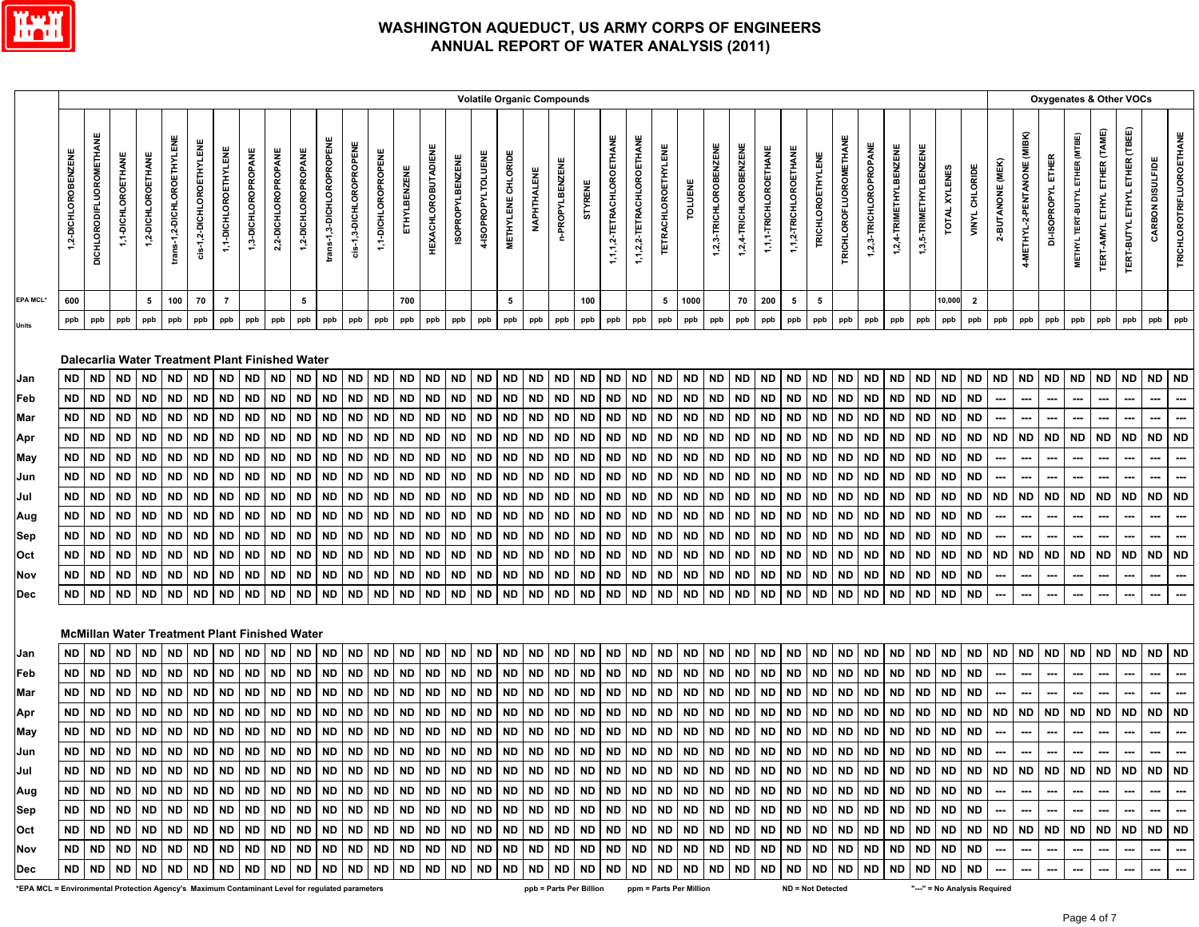# WASHINGTON AQUEDUCT, US ARMY CORPS OF ENGINEERS
## ANNUAL REPORT OF WATER ANALYSIS (2011)

| | Volatile Organic Compounds | | | | | | | | | | | | | | | | | | | | | | | | | | | | | | | | | | | | Oxygenates & Other VOCs | | | | | | | |
|---|---|---|---|---|---|---|---|---|---|---|---|---|---|---|---|---|---|---|---|---|---|---|---|---|---|---|---|---|---|---|---|---|---|---|---|---|---|---|---|---|---|---|---|---|
| | 1,2-DICHLOROBENZENE | DICHLORODIFLUOROMETHANE | 1,1-DICHLOROETHANE | 1,2-DICHLOROETHANE | trans-1,2-DICHLOROETHYLENE | cis-1,2-DICHLOROETHYLENE | 1,1-DICHLOROETHYLENE | 1,3-DICHLOROPROPANE | 2,2-DICHLOROPROPANE | 1,2-DICHLOROPROPANE | trans-1,3-DICHLOROPROPENE | cis-1,3-DICHLOROPROPENE | 1,1-DICHLOROPROPENE | ETHYLBENZENE | HEXACHLOROBUTADIENE | ISOPROPYLBENZENE | 4-ISOPROPYLTOLUENE | METHYLENE CHLORIDE | NAPHTHALENE | n-PROPYLBENZENE | STYRENE | 1,1,1,2-TETRACHLOROETHANE | 1,1,2,2-TETRACHLOROETHANE | TETRACHLOROETHYLENE | TOLUENE | 1,2,3-TRICHLOROBENZENE | 1,2,4-TRICHLOROBENZENE | 1,1,1-TRICHLOROETHANE | 1,1,2-TRICHLOROETHANE | TRICHLOROETHYLENE | TRICHLOROFLUOROMETHANE | 1,2,3-TRICHLOROPROPANE | 1,2,4-TRIMETHYLBENZENE | 1,3,5-TRIMETHYLBENZENE | TOTAL XYLENES | VINYL CHLORIDE | 2-BUTANONE (MEK) | 4-METHYL-2-PENTANONE (MIBK) | DI-ISOPROPYL ETHER | METHYL TERT-BUTYL ETHER (MTBE) | TERT-AMYL ETHYL ETHER (TAME) | TERT-BUTYL ETHYL ETHER (TBEE) | CARBON DISULFIDE | TRICHLOROTRIFLUOROETHANE |
| EPA MCL* | 600 | | | 5 | 100 | 70 | 7 | | | 5 | | | | 700 | | | | 5 | | | 100 | | | 5 | 1000 | | 70 | 200 | 5 | 5 | | | | | 10,000 | 2 | | | | | | | | |
| Units | ppb | ppb | ppb | ppb | ppb | ppb | ppb | ppb | ppb | ppb | ppb | ppb | ppb | ppb | ppb | ppb | ppb | ppb | ppb | ppb | ppb | ppb | ppb | ppb | ppb | ppb | ppb | ppb | ppb | ppb | ppb | ppb | ppb | ppb | ppb | ppb | ppb | ppb | ppb | ppb | ppb | ppb | ppb | ppb |
| **Dalecarlia Water Treatment Plant Finished Water** | | | | | | | | | | | | | | | | | | | | | | | | | | | | | | | | | | | | | | | | | | | | |
| Jan | ND | ND | ND | ND | ND | ND | ND | ND | ND | ND | ND | ND | ND | ND | ND | ND | ND | ND | ND | ND | ND | ND | ND | ND | ND | ND | ND | ND | ND | ND | ND | ND | ND | ND | ND | ND | ND | ND | ND | ND | ND | ND | ND | ND |
| Feb | ND | ND | ND | ND | ND | ND | ND | ND | ND | ND | ND | ND | ND | ND | ND | ND | ND | ND | ND | ND | ND | ND | ND | ND | ND | ND | ND | ND | ND | ND | ND | ND | ND | ND | ND | ND | --- | --- | --- | --- | --- | --- | --- | --- |
| Mar | ND | ND | ND | ND | ND | ND | ND | ND | ND | ND | ND | ND | ND | ND | ND | ND | ND | ND | ND | ND | ND | ND | ND | ND | ND | ND | ND | ND | ND | ND | ND | ND | ND | ND | ND | ND | --- | --- | --- | --- | --- | --- | --- | --- |
| Apr | ND | ND | ND | ND | ND | ND | ND | ND | ND | ND | ND | ND | ND | ND | ND | ND | ND | ND | ND | ND | ND | ND | ND | ND | ND | ND | ND | ND | ND | ND | ND | ND | ND | ND | ND | ND | ND | ND | ND | ND | ND | ND | ND | ND |
| May | ND | ND | ND | ND | ND | ND | ND | ND | ND | ND | ND | ND | ND | ND | ND | ND | ND | ND | ND | ND | ND | ND | ND | ND | ND | ND | ND | ND | ND | ND | ND | ND | ND | ND | ND | ND | --- | --- | --- | --- | --- | --- | --- | --- |
| Jun | ND | ND | ND | ND | ND | ND | ND | ND | ND | ND | ND | ND | ND | ND | ND | ND | ND | ND | ND | ND | ND | ND | ND | ND | ND | ND | ND | ND | ND | ND | ND | ND | ND | ND | ND | ND | --- | --- | --- | --- | --- | --- | --- | --- |
| Jul | ND | ND | ND | ND | ND | ND | ND | ND | ND | ND | ND | ND | ND | ND | ND | ND | ND | ND | ND | ND | ND | ND | ND | ND | ND | ND | ND | ND | ND | ND | ND | ND | ND | ND | ND | ND | ND | ND | ND | ND | ND | ND | ND | ND |
| Aug | ND | ND | ND | ND | ND | ND | ND | ND | ND | ND | ND | ND | ND | ND | ND | ND | ND | ND | ND | ND | ND | ND | ND | ND | ND | ND | ND | ND | ND | ND | ND | ND | ND | ND | ND | ND | --- | --- | --- | --- | --- | --- | --- | --- |
| Sep | ND | ND | ND | ND | ND | ND | ND | ND | ND | ND | ND | ND | ND | ND | ND | ND | ND | ND | ND | ND | ND | ND | ND | ND | ND | ND | ND | ND | ND | ND | ND | ND | ND | ND | ND | ND | --- | --- | --- | --- | --- | --- | --- | --- |
| Oct | ND | ND | ND | ND | ND | ND | ND | ND | ND | ND | ND | ND | ND | ND | ND | ND | ND | ND | ND | ND | ND | ND | ND | ND | ND | ND | ND | ND | ND | ND | ND | ND | ND | ND | ND | ND | ND | ND | ND | ND | ND | ND | ND | ND |
| Nov | ND | ND | ND | ND | ND | ND | ND | ND | ND | ND | ND | ND | ND | ND | ND | ND | ND | ND | ND | ND | ND | ND | ND | ND | ND | ND | ND | ND | ND | ND | ND | ND | ND | ND | ND | ND | --- | --- | --- | --- | --- | --- | --- | --- |
| Dec | ND | ND | ND | ND | ND | ND | ND | ND | ND | ND | ND | ND | ND | ND | ND | ND | ND | ND | ND | ND | ND | ND | ND | ND | ND | ND | ND | ND | ND | ND | ND | ND | ND | ND | ND | ND | --- | --- | --- | --- | --- | --- | --- | --- |
| **McMillan Water Treatment Plant Finished Water** | | | | | | | | | | | | | | | | | | | | | | | | | | | | | | | | | | | | | | | | | | | | |
| Jan | ND | ND | ND | ND | ND | ND | ND | ND | ND | ND | ND | ND | ND | ND | ND | ND | ND | ND | ND | ND | ND | ND | ND | ND | ND | ND | ND | ND | ND | ND | ND | ND | ND | ND | ND | ND | ND | ND | ND | ND | ND | ND | ND | ND |
| Feb | ND | ND | ND | ND | ND | ND | ND | ND | ND | ND | ND | ND | ND | ND | ND | ND | ND | ND | ND | ND | ND | ND | ND | ND | ND | ND | ND | ND | ND | ND | ND | ND | ND | ND | ND | ND | --- | --- | --- | --- | --- | --- | --- | --- |
| Mar | ND | ND | ND | ND | ND | ND | ND | ND | ND | ND | ND | ND | ND | ND | ND | ND | ND | ND | ND | ND | ND | ND | ND | ND | ND | ND | ND | ND | ND | ND | ND | ND | ND | ND | ND | ND | --- | --- | --- | --- | --- | --- | --- | --- |
| Apr | ND | ND | ND | ND | ND | ND | ND | ND | ND | ND | ND | ND | ND | ND | ND | ND | ND | ND | ND | ND | ND | ND | ND | ND | ND | ND | ND | ND | ND | ND | ND | ND | ND | ND | ND | ND | ND | ND | ND | ND | ND | ND | ND | ND |
| May | ND | ND | ND | ND | ND | ND | ND | ND | ND | ND | ND | ND | ND | ND | ND | ND | ND | ND | ND | ND | ND | ND | ND | ND | ND | ND | ND | ND | ND | ND | ND | ND | ND | ND | ND | ND | --- | --- | --- | --- | --- | --- | --- | --- |
| Jun | ND | ND | ND | ND | ND | ND | ND | ND | ND | ND | ND | ND | ND | ND | ND | ND | ND | ND | ND | ND | ND | ND | ND | ND | ND | ND | ND | ND | ND | ND | ND | ND | ND | ND | ND | ND | --- | --- | --- | --- | --- | --- | --- | --- |
| Jul | ND | ND | ND | ND | ND | ND | ND | ND | ND | ND | ND | ND | ND | ND | ND | ND | ND | ND | ND | ND | ND | ND | ND | ND | ND | ND | ND | ND | ND | ND | ND | ND | ND | ND | ND | ND | ND | ND | ND | ND | ND | ND | ND | ND |
| Aug | ND | ND | ND | ND | ND | ND | ND | ND | ND | ND | ND | ND | ND | ND | ND | ND | ND | ND | ND | ND | ND | ND | ND | ND | ND | ND | ND | ND | ND | ND | ND | ND | ND | ND | ND | ND | --- | --- | --- | --- | --- | --- | --- | --- |
| Sep | ND | ND | ND | ND | ND | ND | ND | ND | ND | ND | ND | ND | ND | ND | ND | ND | ND | ND | ND | ND | ND | ND | ND | ND | ND | ND | ND | ND | ND | ND | ND | ND | ND | ND | ND | ND | --- | --- | --- | --- | --- | --- | --- | --- |
| Oct | ND | ND | ND | ND | ND | ND | ND | ND | ND | ND | ND | ND | ND | ND | ND | ND | ND | ND | ND | ND | ND | ND | ND | ND | ND | ND | ND | ND | ND | ND | ND | ND | ND | ND | ND | ND | ND | ND | ND | ND | ND | ND | ND | ND |
| Nov | ND | ND | ND | ND | ND | ND | ND | ND | ND | ND | ND | ND | ND | ND | ND | ND | ND | ND | ND | ND | ND | ND | ND | ND | ND | ND | ND | ND | ND | ND | ND | ND | ND | ND | ND | ND | --- | --- | --- | --- | --- | --- | --- | --- |
| Dec | ND | ND | ND | ND | ND | ND | ND | ND | ND | ND | ND | ND | ND | ND | ND | ND | ND | ND | ND | ND | ND | ND | ND | ND | ND | ND | ND | ND | ND | ND | ND | ND | ND | ND | ND | ND | --- | --- | --- | --- | --- | --- | --- | --- |

*EPA MCL = Environmental Protection Agency's Maximum Contaminant Level for regulated parameters

ppb = Parts Per Billion    ppm = Parts Per Million    ND = Not Detected    "---" = No Analysis Required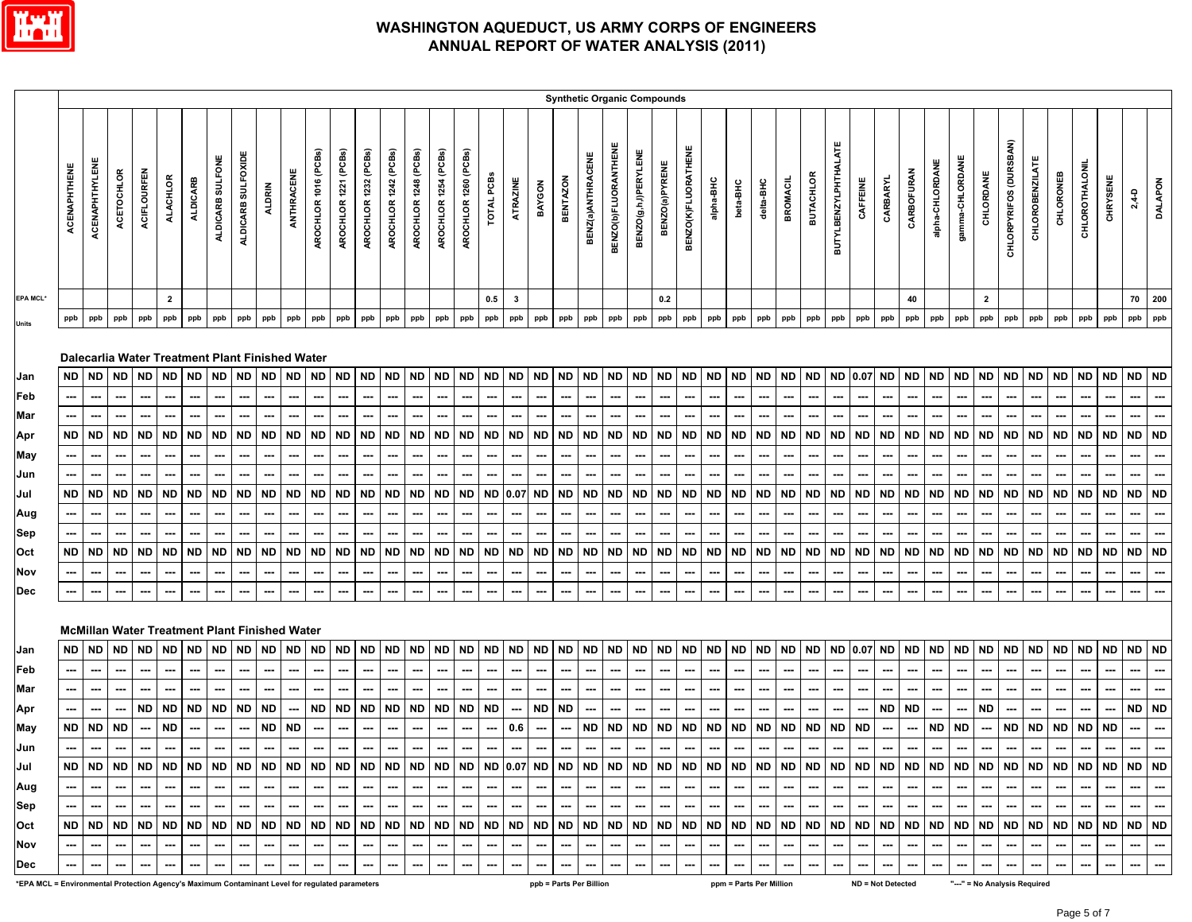# WASHINGTON AQUEDUCT, US ARMY CORPS OF ENGINEERS
# ANNUAL REPORT OF WATER ANALYSIS (2011)

## Synthetic Organic Compounds

| | ACENAPHTHENE | ACENAPHTHYLENE | ACETOCHLOR | ACIFLOURFEN | ALACHLOR | ALDICARB | ALDICARB SULFONE | ALDICARB SULFOXIDE | ALDRIN | ANTHRACENE | AROCHLOR 1016 (PCBs) | AROCHLOR 1221 (PCBs) | AROCHLOR 1232 (PCBs) | AROCHLOR 1242 (PCBs) | AROCHLOR 1248 (PCBs) | AROCHLOR 1254 (PCBs) | AROCHLOR 1260 (PCBs) | TOTAL PCBs | ATRAZINE | BAYGON | BENTAZON | BENZ(a)ANTHRACENE | BENZO(b)FLUORANTHENE | BENZO(g,h,i)PERYLENE | BENZO(a)PYRENE | BENZO(K)FLUORATHENE | alpha-BHC | beta-BHC | delta-BHC | BROMACIL | BUTACHLOR | BUTYLBENZYLPHTHALATE | CAFFEINE | CARBARYL | CARBOFURAN | alpha-CHLORDANE | gamma-CHLORDANE | CHLORDANE | CHLORPYRIFOS (DURSBAN) | CHLOROBENZILATE | CHLORONEB | CHLOROTHALONIL | CHRYSENE | 2,4-D | DALAPON |
|---|---|---|---|---|---|---|---|---|---|---|---|---|---|---|---|---|---|---|---|---|---|---|---|---|---|---|---|---|---|---|---|---|---|---|---|---|---|---|---|---|---|---|---|---|---|
| EPA MCL* | | | | | 2 | | | | | | | | | | | | | 0.5 | 3 | | | | | | 0.2 | | | | | | | | | | 40 | | | 2 | | | | | | 70 | 200 |
| Units | ppb | ppb | ppb | ppb | ppb | ppb | ppb | ppb | ppb | ppb | ppb | ppb | ppb | ppb | ppb | ppb | ppb | ppb | ppb | ppb | ppb | ppb | ppb | ppb | ppb | ppb | ppb | ppb | ppb | ppb | ppb | ppb | ppb | ppb | ppb | ppb | ppb | ppb | ppb | ppb | ppb | ppb | ppb | ppb | ppb |
| **Dalecarlia Water Treatment Plant Finished Water** | | | | | | | | | | | | | | | | | | | | | | | | | | | | | | | | | | | | | | | | | | | | | |
| Jan | ND | ND | ND | ND | ND | ND | ND | ND | ND | ND | ND | ND | ND | ND | ND | ND | ND | ND | ND | ND | ND | ND | ND | ND | ND | ND | ND | ND | ND | ND | ND | ND | 0.07 | ND | ND | ND | ND | ND | ND | ND | ND | ND | ND | ND | ND |
| Feb | --- | --- | --- | --- | --- | --- | --- | --- | --- | --- | --- | --- | --- | --- | --- | --- | --- | --- | --- | --- | --- | --- | --- | --- | --- | --- | --- | --- | --- | --- | --- | --- | --- | --- | --- | --- | --- | --- | --- | --- | --- | --- | --- | --- | --- |
| Mar | --- | --- | --- | --- | --- | --- | --- | --- | --- | --- | --- | --- | --- | --- | --- | --- | --- | --- | --- | --- | --- | --- | --- | --- | --- | --- | --- | --- | --- | --- | --- | --- | --- | --- | --- | --- | --- | --- | --- | --- | --- | --- | --- | --- | --- |
| Apr | ND | ND | ND | ND | ND | ND | ND | ND | ND | ND | ND | ND | ND | ND | ND | ND | ND | ND | ND | ND | ND | ND | ND | ND | ND | ND | ND | ND | ND | ND | ND | ND | ND | ND | ND | ND | ND | ND | ND | ND | ND | ND | ND | ND | ND |
| May | --- | --- | --- | --- | --- | --- | --- | --- | --- | --- | --- | --- | --- | --- | --- | --- | --- | --- | --- | --- | --- | --- | --- | --- | --- | --- | --- | --- | --- | --- | --- | --- | --- | --- | --- | --- | --- | --- | --- | --- | --- | --- | --- | --- | --- |
| Jun | --- | --- | --- | --- | --- | --- | --- | --- | --- | --- | --- | --- | --- | --- | --- | --- | --- | --- | --- | --- | --- | --- | --- | --- | --- | --- | --- | --- | --- | --- | --- | --- | --- | --- | --- | --- | --- | --- | --- | --- | --- | --- | --- | --- | --- |
| Jul | ND | ND | ND | ND | ND | ND | ND | ND | ND | ND | ND | ND | ND | ND | ND | ND | ND | ND | 0.07 | ND | ND | ND | ND | ND | ND | ND | ND | ND | ND | ND | ND | ND | ND | ND | ND | ND | ND | ND | ND | ND | ND | ND | ND | ND | ND |
| Aug | --- | --- | --- | --- | --- | --- | --- | --- | --- | --- | --- | --- | --- | --- | --- | --- | --- | --- | --- | --- | --- | --- | --- | --- | --- | --- | --- | --- | --- | --- | --- | --- | --- | --- | --- | --- | --- | --- | --- | --- | --- | --- | --- | --- | --- |
| Sep | --- | --- | --- | --- | --- | --- | --- | --- | --- | --- | --- | --- | --- | --- | --- | --- | --- | --- | --- | --- | --- | --- | --- | --- | --- | --- | --- | --- | --- | --- | --- | --- | --- | --- | --- | --- | --- | --- | --- | --- | --- | --- | --- | --- | --- |
| Oct | ND | ND | ND | ND | ND | ND | ND | ND | ND | ND | ND | ND | ND | ND | ND | ND | ND | ND | ND | ND | ND | ND | ND | ND | ND | ND | ND | ND | ND | ND | ND | ND | ND | ND | ND | ND | ND | ND | ND | ND | ND | ND | ND | ND | ND |
| Nov | --- | --- | --- | --- | --- | --- | --- | --- | --- | --- | --- | --- | --- | --- | --- | --- | --- | --- | --- | --- | --- | --- | --- | --- | --- | --- | --- | --- | --- | --- | --- | --- | --- | --- | --- | --- | --- | --- | --- | --- | --- | --- | --- | --- | --- |
| Dec | --- | --- | --- | --- | --- | --- | --- | --- | --- | --- | --- | --- | --- | --- | --- | --- | --- | --- | --- | --- | --- | --- | --- | --- | --- | --- | --- | --- | --- | --- | --- | --- | --- | --- | --- | --- | --- | --- | --- | --- | --- | --- | --- | --- | --- |
| **McMillan Water Treatment Plant Finished Water** | | | | | | | | | | | | | | | | | | | | | | | | | | | | | | | | | | | | | | | | | | | | | |
| Jan | ND | ND | ND | ND | ND | ND | ND | ND | ND | ND | ND | ND | ND | ND | ND | ND | ND | ND | ND | ND | ND | ND | ND | ND | ND | ND | ND | ND | ND | ND | ND | ND | 0.07 | ND | ND | ND | ND | ND | ND | ND | ND | ND | ND | ND | ND |
| Feb | --- | --- | --- | --- | --- | --- | --- | --- | --- | --- | --- | --- | --- | --- | --- | --- | --- | --- | --- | --- | --- | --- | --- | --- | --- | --- | --- | --- | --- | --- | --- | --- | --- | --- | --- | --- | --- | --- | --- | --- | --- | --- | --- | --- | --- |
| Mar | --- | --- | --- | --- | --- | --- | --- | --- | --- | --- | --- | --- | --- | --- | --- | --- | --- | --- | --- | --- | --- | --- | --- | --- | --- | --- | --- | --- | --- | --- | --- | --- | --- | --- | --- | --- | --- | --- | --- | --- | --- | --- | --- | --- | --- |
| Apr | --- | --- | --- | ND | ND | ND | ND | ND | ND | --- | ND | ND | ND | ND | ND | ND | ND | ND | --- | ND | ND | --- | --- | --- | --- | --- | --- | --- | --- | --- | --- | --- | --- | ND | ND | --- | --- | ND | --- | --- | --- | --- | --- | ND | ND |
| May | ND | ND | ND | --- | ND | --- | --- | --- | ND | ND | --- | --- | --- | --- | --- | --- | --- | --- | 0.6 | --- | --- | ND | ND | ND | ND | ND | ND | ND | ND | ND | ND | ND | ND | --- | --- | ND | ND | --- | ND | ND | ND | ND | ND | --- | --- |
| Jun | --- | --- | --- | --- | --- | --- | --- | --- | --- | --- | --- | --- | --- | --- | --- | --- | --- | --- | --- | --- | --- | --- | --- | --- | --- | --- | --- | --- | --- | --- | --- | --- | --- | --- | --- | --- | --- | --- | --- | --- | --- | --- | --- | --- | --- |
| Jul | ND | ND | ND | ND | ND | ND | ND | ND | ND | ND | ND | ND | ND | ND | ND | ND | ND | ND | 0.07 | ND | ND | ND | ND | ND | ND | ND | ND | ND | ND | ND | ND | ND | ND | ND | ND | ND | ND | ND | ND | ND | ND | ND | ND | ND | ND |
| Aug | --- | --- | --- | --- | --- | --- | --- | --- | --- | --- | --- | --- | --- | --- | --- | --- | --- | --- | --- | --- | --- | --- | --- | --- | --- | --- | --- | --- | --- | --- | --- | --- | --- | --- | --- | --- | --- | --- | --- | --- | --- | --- | --- | --- | --- |
| Sep | --- | --- | --- | --- | --- | --- | --- | --- | --- | --- | --- | --- | --- | --- | --- | --- | --- | --- | --- | --- | --- | --- | --- | --- | --- | --- | --- | --- | --- | --- | --- | --- | --- | --- | --- | --- | --- | --- | --- | --- | --- | --- | --- | --- | --- |
| Oct | ND | ND | ND | ND | ND | ND | ND | ND | ND | ND | ND | ND | ND | ND | ND | ND | ND | ND | ND | ND | ND | ND | ND | ND | ND | ND | ND | ND | ND | ND | ND | ND | ND | ND | ND | ND | ND | ND | ND | ND | ND | ND | ND | ND | ND |
| Nov | --- | --- | --- | --- | --- | --- | --- | --- | --- | --- | --- | --- | --- | --- | --- | --- | --- | --- | --- | --- | --- | --- | --- | --- | --- | --- | --- | --- | --- | --- | --- | --- | --- | --- | --- | --- | --- | --- | --- | --- | --- | --- | --- | --- | --- |
| Dec | --- | --- | --- | --- | --- | --- | --- | --- | --- | --- | --- | --- | --- | --- | --- | --- | --- | --- | --- | --- | --- | --- | --- | --- | --- | --- | --- | --- | --- | --- | --- | --- | --- | --- | --- | --- | --- | --- | --- | --- | --- | --- | --- | --- | --- |

*EPA MCL = Environmental Protection Agency's Maximum Contaminant Level for regulated parameters; ppb = Parts Per Billion; ppm = Parts Per Million; ND = Not Detected; "---" = No Analysis Required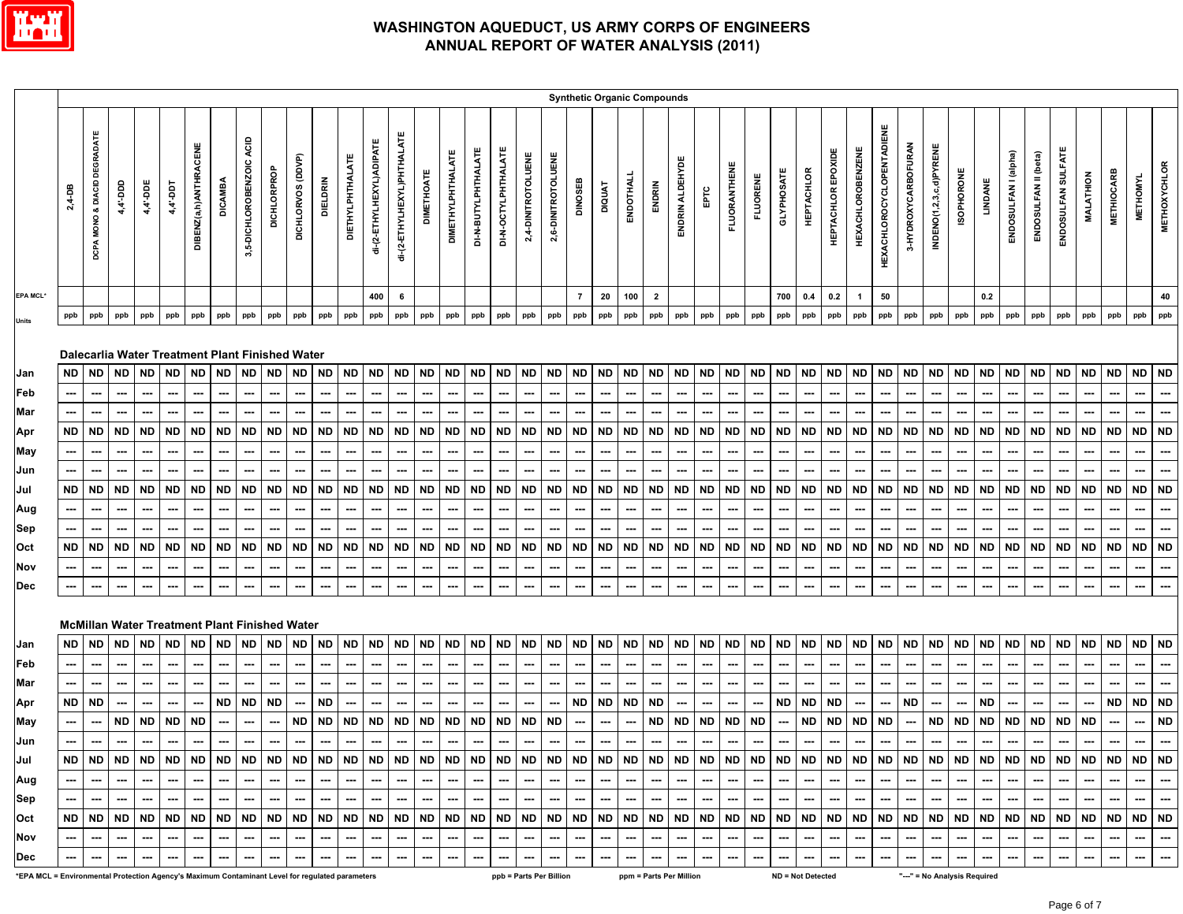# WASHINGTON AQUEDUCT, US ARMY CORPS OF ENGINEERS
## ANNUAL REPORT OF WATER ANALYSIS (2011)

| | Synthetic Organic Compounds | | | | | | | | | | | | | | | | | | | | | | | | | | | | | | | | | | | | | | | | | | | |
|---|---|---|---|---|---|---|---|---|---|---|---|---|---|---|---|---|---|---|---|---|---|---|---|---|---|---|---|---|---|---|---|---|---|---|---|---|---|---|---|---|---|---|---|---|
| | 2,4-DB | DCPA MONO & DIACID DEGRADATE | 4,4'-DDD | 4,4'-DDE | 4,4'-DDT | DIBENZ(a,h)ANTHRACENE | DICAMBA | 3,5-DICHLOROBENZOIC ACID | DICHLORPROP | DICHLORVOS (DDVP) | DIELDRIN | DIETHYLPHTHALATE | di-(2-ETHYLHEXYL)ADIPATE | di-(2-ETHYLHEXYL)PHTHALATE | DIMETHOATE | DIMETHYLPHTHALATE | DI-N-BUTYLPHTHALATE | DI-N-OCTYLPHTHALATE | 2,4-DINITROTOLUENE | 2,6-DINITROTOLUENE | DINOSEB | DIQUAT | ENDOTHALL | ENDRIN | ENDRIN ALDEHYDE | EPTC | FLUORANTHENE | FLUORENE | GLYPHOSATE | HEPTACHLOR | HEPTACHLOR EPOXIDE | HEXACHLOROBENZENE | HEXACHLOROCYCLOPENTADIENE | 3-HYDROXYCARBOFURAN | INDENO(1,2,3,c,d)PYRENE | ISOPHORONE | LINDANE | ENDOSULFAN I (alpha) | ENDOSULFAN II (beta) | ENDOSULFAN SULFATE | MALATHION | METHIOCARB | METHOMYL | METHOXYCHLOR |
| EPA MCL* | | | | | | | | | | | | | 400 | 6 | | | | | | | 7 | 20 | 100 | 2 | | | | | 700 | 0.4 | 0.2 | 1 | 50 | | | | 0.2 | | | | | | | 40 |
| Units | ppb | ppb | ppb | ppb | ppb | ppb | ppb | ppb | ppb | ppb | ppb | ppb | ppb | ppb | ppb | ppb | ppb | ppb | ppb | ppb | ppb | ppb | ppb | ppb | ppb | ppb | ppb | ppb | ppb | ppb | ppb | ppb | ppb | ppb | ppb | ppb | ppb | ppb | ppb | ppb | ppb | ppb | ppb | ppb |
| **Dalecarlia Water Treatment Plant Finished Water** | | | | | | | | | | | | | | | | | | | | | | | | | | | | | | | | | | | | | | | | | | | | |
| Jan | ND | ND | ND | ND | ND | ND | ND | ND | ND | ND | ND | ND | ND | ND | ND | ND | ND | ND | ND | ND | ND | ND | ND | ND | ND | ND | ND | ND | ND | ND | ND | ND | ND | ND | ND | ND | ND | ND | ND | ND | ND | ND | ND | ND |
| Feb | --- | --- | --- | --- | --- | --- | --- | --- | --- | --- | --- | --- | --- | --- | --- | --- | --- | --- | --- | --- | --- | --- | --- | --- | --- | --- | --- | --- | --- | --- | --- | --- | --- | --- | --- | --- | --- | --- | --- | --- | --- | --- | --- | --- |
| Mar | --- | --- | --- | --- | --- | --- | --- | --- | --- | --- | --- | --- | --- | --- | --- | --- | --- | --- | --- | --- | --- | --- | --- | --- | --- | --- | --- | --- | --- | --- | --- | --- | --- | --- | --- | --- | --- | --- | --- | --- | --- | --- | --- | --- |
| Apr | ND | ND | ND | ND | ND | ND | ND | ND | ND | ND | ND | ND | ND | ND | ND | ND | ND | ND | ND | ND | ND | ND | ND | ND | ND | ND | ND | ND | ND | ND | ND | ND | ND | ND | ND | ND | ND | ND | ND | ND | ND | ND | ND | ND |
| May | --- | --- | --- | --- | --- | --- | --- | --- | --- | --- | --- | --- | --- | --- | --- | --- | --- | --- | --- | --- | --- | --- | --- | --- | --- | --- | --- | --- | --- | --- | --- | --- | --- | --- | --- | --- | --- | --- | --- | --- | --- | --- | --- | --- |
| Jun | --- | --- | --- | --- | --- | --- | --- | --- | --- | --- | --- | --- | --- | --- | --- | --- | --- | --- | --- | --- | --- | --- | --- | --- | --- | --- | --- | --- | --- | --- | --- | --- | --- | --- | --- | --- | --- | --- | --- | --- | --- | --- | --- | --- |
| Jul | ND | ND | ND | ND | ND | ND | ND | ND | ND | ND | ND | ND | ND | ND | ND | ND | ND | ND | ND | ND | ND | ND | ND | ND | ND | ND | ND | ND | ND | ND | ND | ND | ND | ND | ND | ND | ND | ND | ND | ND | ND | ND | ND | ND |
| Aug | --- | --- | --- | --- | --- | --- | --- | --- | --- | --- | --- | --- | --- | --- | --- | --- | --- | --- | --- | --- | --- | --- | --- | --- | --- | --- | --- | --- | --- | --- | --- | --- | --- | --- | --- | --- | --- | --- | --- | --- | --- | --- | --- | --- |
| Sep | --- | --- | --- | --- | --- | --- | --- | --- | --- | --- | --- | --- | --- | --- | --- | --- | --- | --- | --- | --- | --- | --- | --- | --- | --- | --- | --- | --- | --- | --- | --- | --- | --- | --- | --- | --- | --- | --- | --- | --- | --- | --- | --- | --- |
| Oct | ND | ND | ND | ND | ND | ND | ND | ND | ND | ND | ND | ND | ND | ND | ND | ND | ND | ND | ND | ND | ND | ND | ND | ND | ND | ND | ND | ND | ND | ND | ND | ND | ND | ND | ND | ND | ND | ND | ND | ND | ND | ND | ND | ND |
| Nov | --- | --- | --- | --- | --- | --- | --- | --- | --- | --- | --- | --- | --- | --- | --- | --- | --- | --- | --- | --- | --- | --- | --- | --- | --- | --- | --- | --- | --- | --- | --- | --- | --- | --- | --- | --- | --- | --- | --- | --- | --- | --- | --- | --- |
| Dec | --- | --- | --- | --- | --- | --- | --- | --- | --- | --- | --- | --- | --- | --- | --- | --- | --- | --- | --- | --- | --- | --- | --- | --- | --- | --- | --- | --- | --- | --- | --- | --- | --- | --- | --- | --- | --- | --- | --- | --- | --- | --- | --- | --- |
| **McMillan Water Treatment Plant Finished Water** | | | | | | | | | | | | | | | | | | | | | | | | | | | | | | | | | | | | | | | | | | | | |
| Jan | ND | ND | ND | ND | ND | ND | ND | ND | ND | ND | ND | ND | ND | ND | ND | ND | ND | ND | ND | ND | ND | ND | ND | ND | ND | ND | ND | ND | ND | ND | ND | ND | ND | ND | ND | ND | ND | ND | ND | ND | ND | ND | ND | ND |
| Feb | --- | --- | --- | --- | --- | --- | --- | --- | --- | --- | --- | --- | --- | --- | --- | --- | --- | --- | --- | --- | --- | --- | --- | --- | --- | --- | --- | --- | --- | --- | --- | --- | --- | --- | --- | --- | --- | --- | --- | --- | --- | --- | --- | --- |
| Mar | --- | --- | --- | --- | --- | --- | --- | --- | --- | --- | --- | --- | --- | --- | --- | --- | --- | --- | --- | --- | --- | --- | --- | --- | --- | --- | --- | --- | --- | --- | --- | --- | --- | --- | --- | --- | --- | --- | --- | --- | --- | --- | --- | --- |
| Apr | ND | ND | --- | --- | --- | --- | ND | ND | ND | --- | ND | --- | --- | --- | --- | --- | --- | --- | --- | --- | ND | ND | ND | ND | --- | --- | --- | --- | ND | ND | ND | --- | --- | ND | --- | --- | ND | --- | --- | --- | --- | ND | ND | ND |
| May | --- | --- | ND | ND | ND | ND | --- | --- | --- | ND | ND | ND | ND | ND | ND | ND | ND | ND | ND | ND | --- | --- | --- | ND | ND | ND | ND | ND | --- | ND | ND | ND | ND | --- | ND | ND | ND | ND | ND | ND | ND | --- | --- | ND |
| Jun | --- | --- | --- | --- | --- | --- | --- | --- | --- | --- | --- | --- | --- | --- | --- | --- | --- | --- | --- | --- | --- | --- | --- | --- | --- | --- | --- | --- | --- | --- | --- | --- | --- | --- | --- | --- | --- | --- | --- | --- | --- | --- | --- | --- |
| Jul | ND | ND | ND | ND | ND | ND | ND | ND | ND | ND | ND | ND | ND | ND | ND | ND | ND | ND | ND | ND | ND | ND | ND | ND | ND | ND | ND | ND | ND | ND | ND | ND | ND | ND | ND | ND | ND | ND | ND | ND | ND | ND | ND | ND |
| Aug | --- | --- | --- | --- | --- | --- | --- | --- | --- | --- | --- | --- | --- | --- | --- | --- | --- | --- | --- | --- | --- | --- | --- | --- | --- | --- | --- | --- | --- | --- | --- | --- | --- | --- | --- | --- | --- | --- | --- | --- | --- | --- | --- | --- |
| Sep | --- | --- | --- | --- | --- | --- | --- | --- | --- | --- | --- | --- | --- | --- | --- | --- | --- | --- | --- | --- | --- | --- | --- | --- | --- | --- | --- | --- | --- | --- | --- | --- | --- | --- | --- | --- | --- | --- | --- | --- | --- | --- | --- | --- |
| Oct | ND | ND | ND | ND | ND | ND | ND | ND | ND | ND | ND | ND | ND | ND | ND | ND | ND | ND | ND | ND | ND | ND | ND | ND | ND | ND | ND | ND | ND | ND | ND | ND | ND | ND | ND | ND | ND | ND | ND | ND | ND | ND | ND | ND |
| Nov | --- | --- | --- | --- | --- | --- | --- | --- | --- | --- | --- | --- | --- | --- | --- | --- | --- | --- | --- | --- | --- | --- | --- | --- | --- | --- | --- | --- | --- | --- | --- | --- | --- | --- | --- | --- | --- | --- | --- | --- | --- | --- | --- | --- |
| Dec | --- | --- | --- | --- | --- | --- | --- | --- | --- | --- | --- | --- | --- | --- | --- | --- | --- | --- | --- | --- | --- | --- | --- | --- | --- | --- | --- | --- | --- | --- | --- | --- | --- | --- | --- | --- | --- | --- | --- | --- | --- | --- | --- | --- |

*EPA MCL = Environmental Protection Agency's Maximum Contaminant Level for regulated parameters     ppb = Parts Per Billion     ppm = Parts Per Million     ND = Not Detected     "---" = No Analysis Required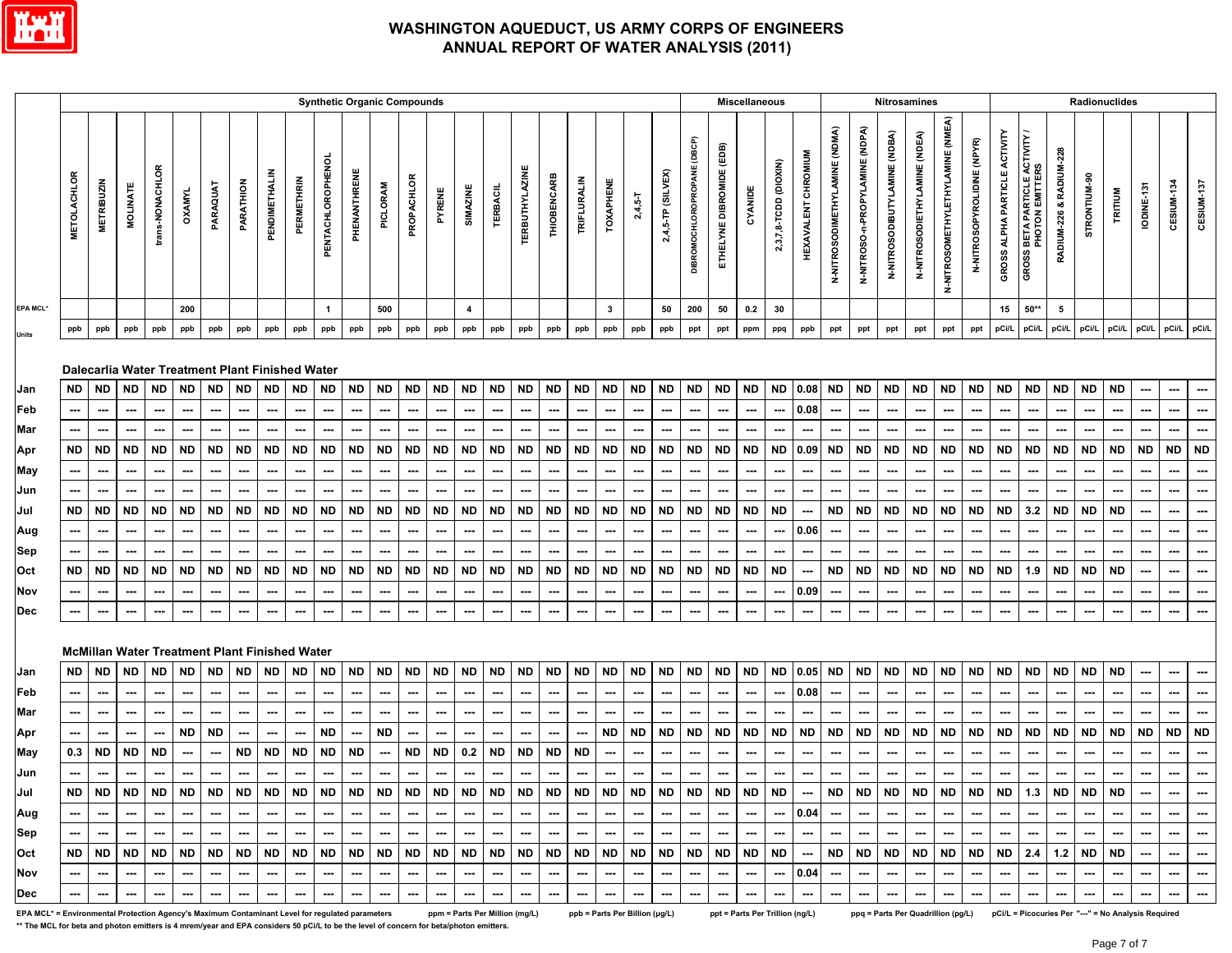# WASHINGTON AQUEDUCT, US ARMY CORPS OF ENGINEERS
## ANNUAL REPORT OF WATER ANALYSIS (2011)

| | Synthetic Organic Compounds | | | | | | | | | | | | | | | | | | | | | | Miscellaneous | | | | | Nitrosamines | | | | | | Radionuclides | | | | | | | |
|---|---|---|---|---|---|---|---|---|---|---|---|---|---|---|---|---|---|---|---|---|---|---|---|---|---|---|---|---|---|---|---|---|---|---|---|---|---|---|---|---|---|
| | METOLACHLOR | METRIBUZIN | MOLINATE | trans-NONACHLOR | OXAMYL | PARAQUAT | PARATHION | PENDIMETHALIN | PERMETHRIN | PENTACHLOROPHENOL | PHENANTHRENE | PICLORAM | PROPACHLOR | PYRENE | SIMAZINE | TERBACIL | TERBUTHYLAZINE | THIOBENCARB | TRIFLURALIN | TOXAPHENE | 2,4,5-T | 2,4,5-TP (SILVEX) | DIBROMOCHLOROPROPANE (DBCP) | ETHELYNE DIBROMIDE (EDB) | CYANIDE | 2,3,7,8-TCDD (DIOXIN) | HEXAVALENT CHROMIUM | N-NITROSODIMETHYLAMINE (NDMA) | N-NITROSO-n-PROPYLAMINE (NDPA) | N-NITROSODIBUTYLAMINE (NDBA) | N-NITROSODIETHYLAMINE (NDEA) | N-NITROSOMETHYLETHYLAMINE (NMEA) | N-NITROSOPYROLIDINE (NPYR) | GROSS ALPHA PARTICLE ACTIVITY | GROSS BETA PARTICLE ACTIVITY / PHOTON EMITTERS | RADIUM-226 & RADIUM-228 | STRONTIUM-90 | TRITIUM | IODINE-131 | CESIUM-134 | CESIUM-137 |
| EPA MCL* | | | | | 200 | | | | | 1 | | 500 | | | 4 | | | | | 3 | | 50 | 200 | 50 | 0.2 | 30 | | | | | | | | 15 | 50** | 5 | | | | | |
| Units | ppb | ppb | ppb | ppb | ppb | ppb | ppb | ppb | ppb | ppb | ppb | ppb | ppb | ppb | ppb | ppb | ppb | ppb | ppb | ppb | ppb | ppb | ppt | ppt | ppm | ppq | ppb | ppt | ppt | ppt | ppt | ppt | ppt | pCi/L | pCi/L | pCi/L | pCi/L | pCi/L | pCi/L | pCi/L | pCi/L |
| **Dalecarlia Water Treatment Plant Finished Water** | | | | | | | | | | | | | | | | | | | | | | | | | | | | | | | | | | | | | | | | | |
| Jan | ND | ND | ND | ND | ND | ND | ND | ND | ND | ND | ND | ND | ND | ND | ND | ND | ND | ND | ND | ND | ND | ND | ND | ND | ND | ND | 0.08 | ND | ND | ND | ND | ND | ND | ND | ND | ND | ND | ND | --- | --- | --- |
| Feb | --- | --- | --- | --- | --- | --- | --- | --- | --- | --- | --- | --- | --- | --- | --- | --- | --- | --- | --- | --- | --- | --- | --- | --- | --- | --- | 0.08 | --- | --- | --- | --- | --- | --- | --- | --- | --- | --- | --- | --- | --- | --- |
| Mar | --- | --- | --- | --- | --- | --- | --- | --- | --- | --- | --- | --- | --- | --- | --- | --- | --- | --- | --- | --- | --- | --- | --- | --- | --- | --- | --- | --- | --- | --- | --- | --- | --- | --- | --- | --- | --- | --- | --- | --- | --- |
| Apr | ND | ND | ND | ND | ND | ND | ND | ND | ND | ND | ND | ND | ND | ND | ND | ND | ND | ND | ND | ND | ND | ND | ND | ND | ND | ND | 0.09 | ND | ND | ND | ND | ND | ND | ND | ND | ND | ND | ND | ND | ND | ND |
| May | --- | --- | --- | --- | --- | --- | --- | --- | --- | --- | --- | --- | --- | --- | --- | --- | --- | --- | --- | --- | --- | --- | --- | --- | --- | --- | --- | --- | --- | --- | --- | --- | --- | --- | --- | --- | --- | --- | --- | --- | --- |
| Jun | --- | --- | --- | --- | --- | --- | --- | --- | --- | --- | --- | --- | --- | --- | --- | --- | --- | --- | --- | --- | --- | --- | --- | --- | --- | --- | --- | --- | --- | --- | --- | --- | --- | --- | --- | --- | --- | --- | --- | --- | --- |
| Jul | ND | ND | ND | ND | ND | ND | ND | ND | ND | ND | ND | ND | ND | ND | ND | ND | ND | ND | ND | ND | ND | ND | ND | ND | ND | ND | --- | ND | ND | ND | ND | ND | ND | ND | 3.2 | ND | ND | ND | --- | --- | --- |
| Aug | --- | --- | --- | --- | --- | --- | --- | --- | --- | --- | --- | --- | --- | --- | --- | --- | --- | --- | --- | --- | --- | --- | --- | --- | --- | --- | 0.06 | --- | --- | --- | --- | --- | --- | --- | --- | --- | --- | --- | --- | --- | --- |
| Sep | --- | --- | --- | --- | --- | --- | --- | --- | --- | --- | --- | --- | --- | --- | --- | --- | --- | --- | --- | --- | --- | --- | --- | --- | --- | --- | --- | --- | --- | --- | --- | --- | --- | --- | --- | --- | --- | --- | --- | --- | --- |
| Oct | ND | ND | ND | ND | ND | ND | ND | ND | ND | ND | ND | ND | ND | ND | ND | ND | ND | ND | ND | ND | ND | ND | ND | ND | ND | ND | --- | ND | ND | ND | ND | ND | ND | ND | 1.9 | ND | ND | ND | --- | --- | --- |
| Nov | --- | --- | --- | --- | --- | --- | --- | --- | --- | --- | --- | --- | --- | --- | --- | --- | --- | --- | --- | --- | --- | --- | --- | --- | --- | --- | 0.09 | --- | --- | --- | --- | --- | --- | --- | --- | --- | --- | --- | --- | --- | --- |
| Dec | --- | --- | --- | --- | --- | --- | --- | --- | --- | --- | --- | --- | --- | --- | --- | --- | --- | --- | --- | --- | --- | --- | --- | --- | --- | --- | --- | --- | --- | --- | --- | --- | --- | --- | --- | --- | --- | --- | --- | --- | --- |
| **McMillan Water Treatment Plant Finished Water** | | | | | | | | | | | | | | | | | | | | | | | | | | | | | | | | | | | | | | | | | |
| Jan | ND | ND | ND | ND | ND | ND | ND | ND | ND | ND | ND | ND | ND | ND | ND | ND | ND | ND | ND | ND | ND | ND | ND | ND | ND | ND | 0.05 | ND | ND | ND | ND | ND | ND | ND | ND | ND | ND | ND | --- | --- | --- |
| Feb | --- | --- | --- | --- | --- | --- | --- | --- | --- | --- | --- | --- | --- | --- | --- | --- | --- | --- | --- | --- | --- | --- | --- | --- | --- | --- | 0.08 | --- | --- | --- | --- | --- | --- | --- | --- | --- | --- | --- | --- | --- | --- |
| Mar | --- | --- | --- | --- | --- | --- | --- | --- | --- | --- | --- | --- | --- | --- | --- | --- | --- | --- | --- | --- | --- | --- | --- | --- | --- | --- | --- | --- | --- | --- | --- | --- | --- | --- | --- | --- | --- | --- | --- | --- | --- |
| Apr | --- | --- | --- | --- | ND | ND | --- | --- | --- | ND | --- | ND | --- | --- | --- | --- | --- | --- | --- | ND | ND | ND | ND | ND | ND | ND | ND | ND | ND | ND | ND | ND | ND | ND | ND | ND | ND | ND | ND | ND | ND |
| May | 0.3 | ND | ND | ND | --- | --- | ND | ND | ND | ND | ND | --- | ND | ND | 0.2 | ND | ND | ND | ND | --- | --- | --- | --- | --- | --- | --- | --- | --- | --- | --- | --- | --- | --- | --- | --- | --- | --- | --- | --- | --- | --- |
| Jun | --- | --- | --- | --- | --- | --- | --- | --- | --- | --- | --- | --- | --- | --- | --- | --- | --- | --- | --- | --- | --- | --- | --- | --- | --- | --- | --- | --- | --- | --- | --- | --- | --- | --- | --- | --- | --- | --- | --- | --- | --- |
| Jul | ND | ND | ND | ND | ND | ND | ND | ND | ND | ND | ND | ND | ND | ND | ND | ND | ND | ND | ND | ND | ND | ND | ND | ND | ND | ND | --- | ND | ND | ND | ND | ND | ND | ND | 1.3 | ND | ND | ND | --- | --- | --- |
| Aug | --- | --- | --- | --- | --- | --- | --- | --- | --- | --- | --- | --- | --- | --- | --- | --- | --- | --- | --- | --- | --- | --- | --- | --- | --- | --- | 0.04 | --- | --- | --- | --- | --- | --- | --- | --- | --- | --- | --- | --- | --- | --- |
| Sep | --- | --- | --- | --- | --- | --- | --- | --- | --- | --- | --- | --- | --- | --- | --- | --- | --- | --- | --- | --- | --- | --- | --- | --- | --- | --- | --- | --- | --- | --- | --- | --- | --- | --- | --- | --- | --- | --- | --- | --- | --- |
| Oct | ND | ND | ND | ND | ND | ND | ND | ND | ND | ND | ND | ND | ND | ND | ND | ND | ND | ND | ND | ND | ND | ND | ND | ND | ND | ND | --- | ND | ND | ND | ND | ND | ND | ND | 2.4 | 1.2 | ND | ND | --- | --- | --- |
| Nov | --- | --- | --- | --- | --- | --- | --- | --- | --- | --- | --- | --- | --- | --- | --- | --- | --- | --- | --- | --- | --- | --- | --- | --- | --- | --- | 0.04 | --- | --- | --- | --- | --- | --- | --- | --- | --- | --- | --- | --- | --- | --- |
| Dec | --- | --- | --- | --- | --- | --- | --- | --- | --- | --- | --- | --- | --- | --- | --- | --- | --- | --- | --- | --- | --- | --- | --- | --- | --- | --- | --- | --- | --- | --- | --- | --- | --- | --- | --- | --- | --- | --- | --- | --- | --- |

EPA MCL* = Environmental Protection Agency's Maximum Contaminant Level for regulated parameters    ppm = Parts Per Million (mg/L)    ppb = Parts Per Billion (µg/L)    ppt = Parts Per Trillion (ng/L)    ppq = Parts Per Quadrillion (pg/L)    pCi/L = Picocuries Per  "---" = No Analysis Required

** The MCL for beta and photon emitters is 4 mrem/year and EPA considers 50 pCi/L to be the level of concern for beta/photon emitters.